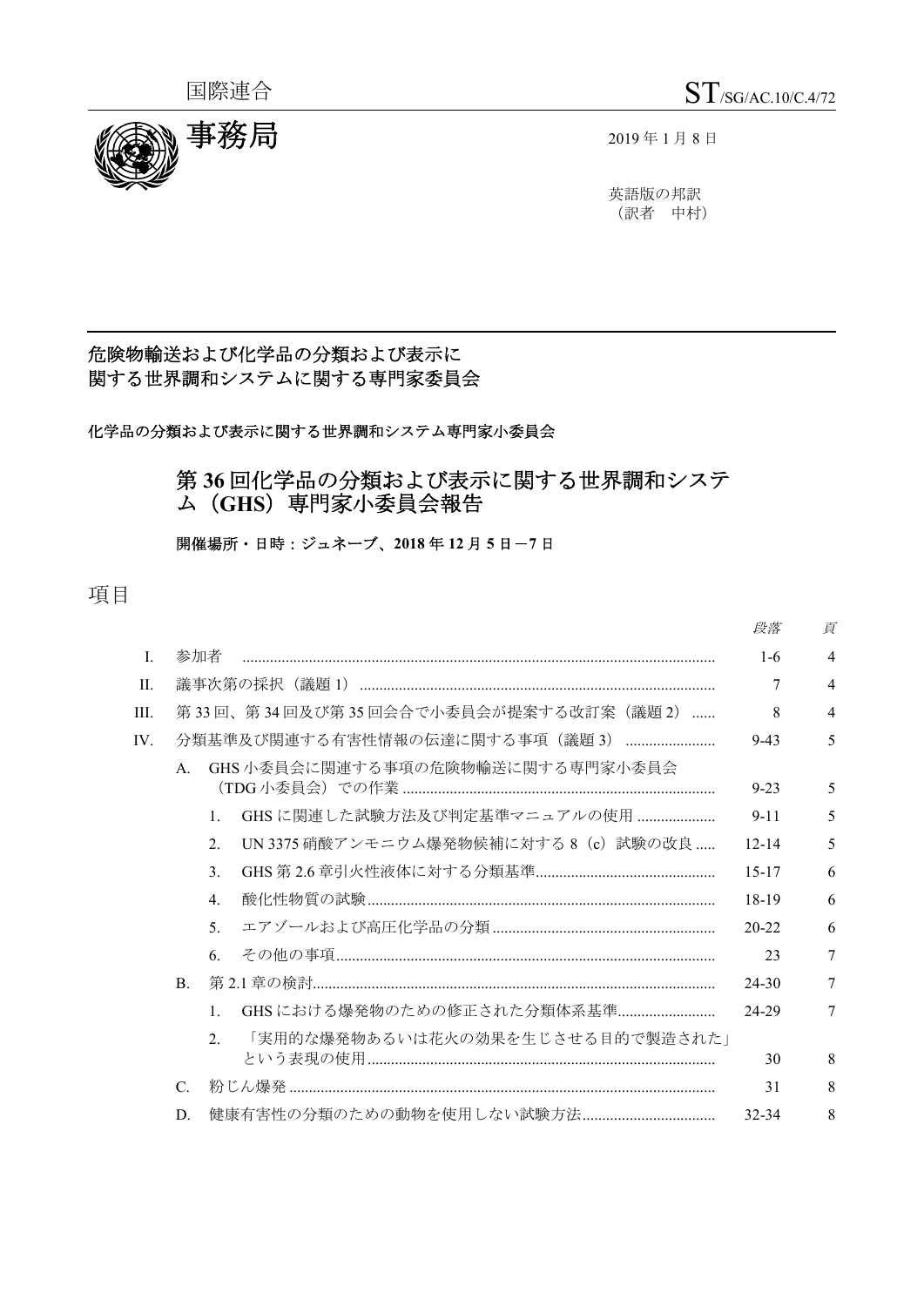国際連合　　ST/SG/AC.10/C.4/72

事務局

2019 年 1 月 8 日

英語版の邦訳
（訳者　中村）

**危険物輸送および化学品の分類および表示に関する世界調和システムに関する専門家委員会**

**化学品の分類および表示に関する世界調和システム専門家小委員会**

# 第 36 回化学品の分類および表示に関する世界調和システム（GHS）専門家小委員会報告

**開催場所・日時：ジュネーブ、2018 年 12 月 5 日－7 日**

## 項目

| | | 段落 | 頁 |
|---|---|---|---|
| I. | 参加者 | 1-6 | 4 |
| II. | 議事次第の採択（議題 1） | 7 | 4 |
| III. | 第 33 回、第 34 回及び第 35 回会合で小委員会が提案する改訂案（議題 2） | 8 | 4 |
| IV. | 分類基準及び関連する有害性情報の伝達に関する事項（議題 3） | 9-43 | 5 |
| | A. GHS 小委員会に関連する事項の危険物輸送に関する専門家小委員会（TDG 小委員会）での作業 | 9-23 | 5 |
| | 1. GHS に関連した試験方法及び判定基準マニュアルの使用 | 9-11 | 5 |
| | 2. UN 3375 硝酸アンモニウム爆発物候補に対する 8（c）試験の改良 | 12-14 | 5 |
| | 3. GHS 第 2.6 章引火性液体に対する分類基準 | 15-17 | 6 |
| | 4. 酸化性物質の試験 | 18-19 | 6 |
| | 5. エアゾールおよび高圧化学品の分類 | 20-22 | 6 |
| | 6. その他の事項 | 23 | 7 |
| | B. 第 2.1 章の検討 | 24-30 | 7 |
| | 1. GHS における爆発物のための修正された分類体系基準 | 24-29 | 7 |
| | 2. 「実用的な爆発物あるいは花火の効果を生じさせる目的で製造された」という表現の使用 | 30 | 8 |
| | C. 粉じん爆発 | 31 | 8 |
| | D. 健康有害性の分類のための動物を使用しない試験方法 | 32-34 | 8 |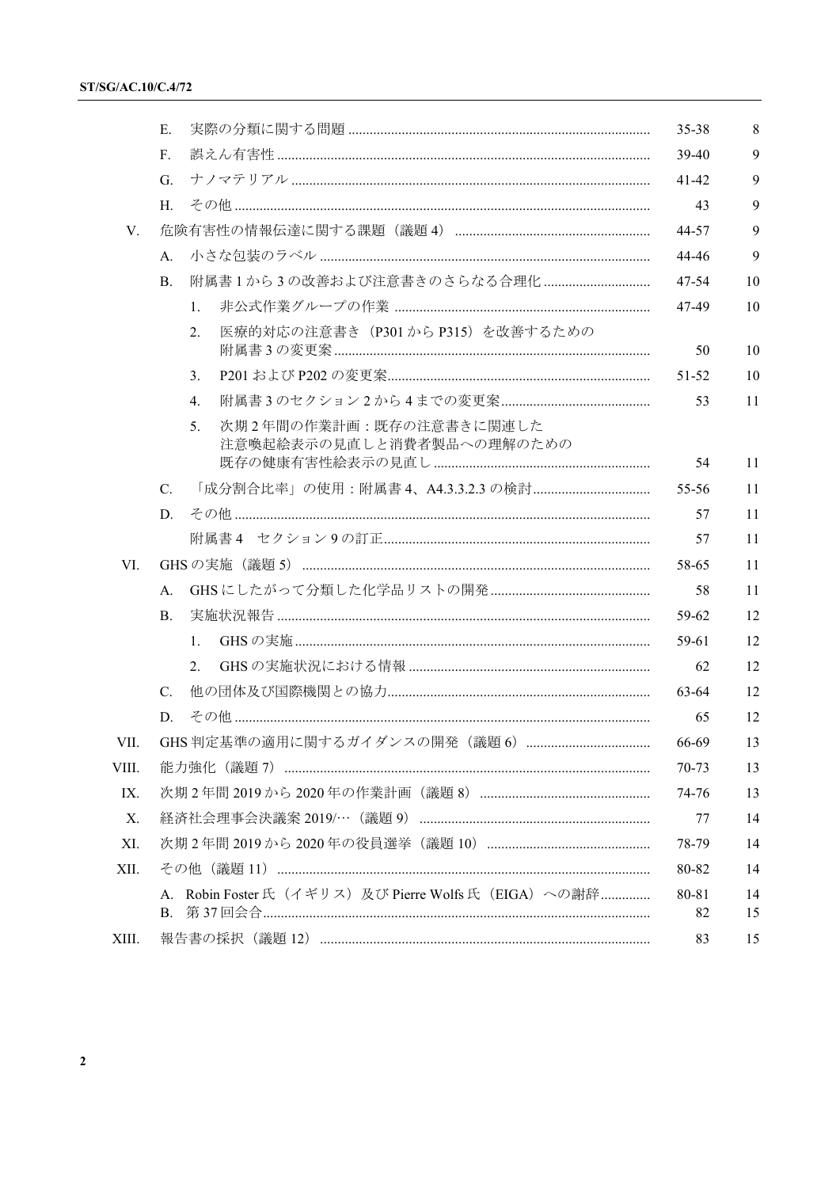| | | | |
|---|---|---|---|
| | E. 実際の分類に関する問題 | 35-38 | 8 |
| | F. 誤えん有害性 | 39-40 | 9 |
| | G. ナノマテリアル | 41-42 | 9 |
| | H. その他 | 43 | 9 |
| V. | 危険有害性の情報伝達に関する課題（議題 4） | 44-57 | 9 |
| | A. 小さな包装のラベル | 44-46 | 9 |
| | B. 附属書 1 から 3 の改善および注意書きのさらなる合理化 | 47-54 | 10 |
| | 1. 非公式作業グループの作業 | 47-49 | 10 |
| | 2. 医療的対応の注意書き（P301 から P315）を改善するための附属書 3 の変更案 | 50 | 10 |
| | 3. P201 および P202 の変更案 | 51-52 | 10 |
| | 4. 附属書 3 のセクション 2 から 4 までの変更案 | 53 | 11 |
| | 5. 次期 2 年間の作業計画：既存の注意書きに関連した注意喚起絵表示の見直しと消費者製品への理解のための既存の健康有害性絵表示の見直し | 54 | 11 |
| | C. 「成分割合比率」の使用：附属書 4、A4.3.3.2.3 の検討 | 55-56 | 11 |
| | D. その他 | 57 | 11 |
| | 附属書 4　セクション 9 の訂正 | 57 | 11 |
| VI. | GHS の実施（議題 5） | 58-65 | 11 |
| | A. GHS にしたがって分類した化学品リストの開発 | 58 | 11 |
| | B. 実施状況報告 | 59-62 | 12 |
| | 1. GHS の実施 | 59-61 | 12 |
| | 2. GHS の実施状況における情報 | 62 | 12 |
| | C. 他の団体及び国際機関との協力 | 63-64 | 12 |
| | D. その他 | 65 | 12 |
| VII. | GHS 判定基準の適用に関するガイダンスの開発（議題 6） | 66-69 | 13 |
| VIII. | 能力強化（議題 7） | 70-73 | 13 |
| IX. | 次期 2 年間 2019 から 2020 年の作業計画（議題 8） | 74-76 | 13 |
| X. | 経済社会理事会決議案 2019/…（議題 9） | 77 | 14 |
| XI. | 次期 2 年間 2019 から 2020 年の役員選挙（議題 10） | 78-79 | 14 |
| XII. | その他（議題 11） | 80-82 | 14 |
| | A. Robin Foster 氏（イギリス）及び Pierre Wolfs 氏（EIGA）への謝辞 | 80-81 | 14 |
| | B. 第 37 回会合 | 82 | 15 |
| XIII. | 報告書の採択（議題 12） | 83 | 15 |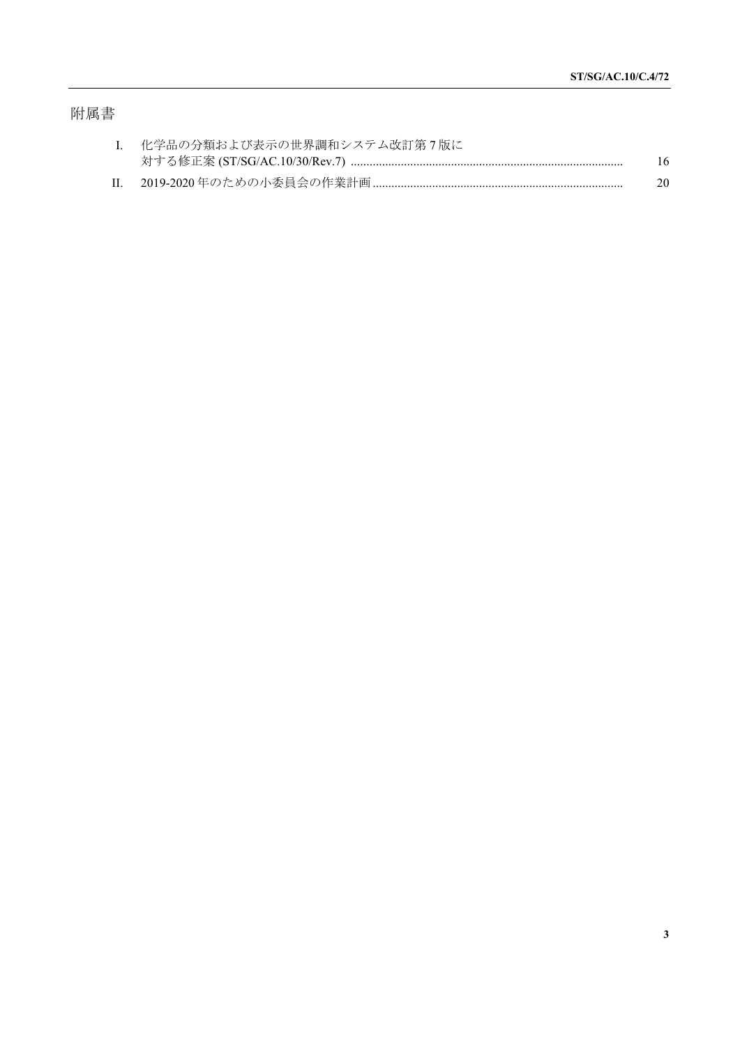# 附属書

| | | |
|---|---|---|
| I. | 化学品の分類および表示の世界調和システム改訂第 7 版に対する修正案 (ST/SG/AC.10/30/Rev.7) ....................................................................................... | 16 |
| II. | 2019-2020 年のための小委員会の作業計画 ............................................................................... | 20 |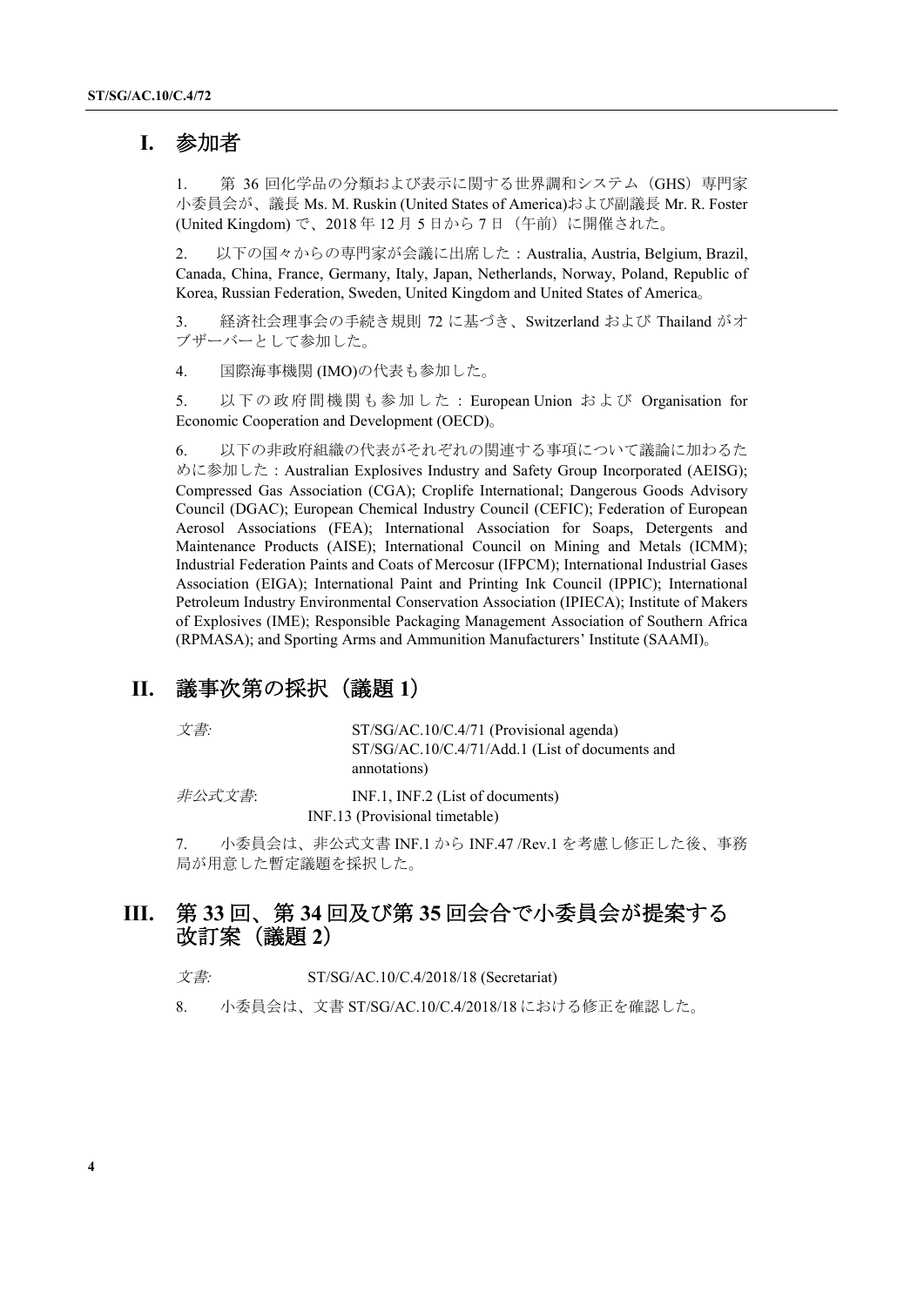## I. 参加者

1. 第 36 回化学品の分類および表示に関する世界調和システム（GHS）専門家小委員会が、議長 Ms. M. Ruskin (United States of America)および副議長 Mr. R. Foster (United Kingdom) で、2018 年 12 月 5 日から 7 日（午前）に開催された。

2. 以下の国々からの専門家が会議に出席した：Australia, Austria, Belgium, Brazil, Canada, China, France, Germany, Italy, Japan, Netherlands, Norway, Poland, Republic of Korea, Russian Federation, Sweden, United Kingdom and United States of America。

3. 経済社会理事会の手続き規則 72 に基づき、Switzerland および Thailand がオブザーバーとして参加した。

4. 国際海事機関 (IMO)の代表も参加した。

5. 以下の政府間機関も参加した：European Union および Organisation for Economic Cooperation and Development (OECD)。

6. 以下の非政府組織の代表がそれぞれの関連する事項について議論に加わるために参加した：Australian Explosives Industry and Safety Group Incorporated (AEISG); Compressed Gas Association (CGA); Croplife International; Dangerous Goods Advisory Council (DGAC); European Chemical Industry Council (CEFIC); Federation of European Aerosol Associations (FEA); International Association for Soaps, Detergents and Maintenance Products (AISE); International Council on Mining and Metals (ICMM); Industrial Federation Paints and Coats of Mercosur (IFPCM); International Industrial Gases Association (EIGA); International Paint and Printing Ink Council (IPPIC); International Petroleum Industry Environmental Conservation Association (IPIECA); Institute of Makers of Explosives (IME); Responsible Packaging Management Association of Southern Africa (RPMASA); and Sporting Arms and Ammunition Manufacturers' Institute (SAAMI)。

## II. 議事次第の採択（議題 1）

*文書:* ST/SG/AC.10/C.4/71 (Provisional agenda)
ST/SG/AC.10/C.4/71/Add.1 (List of documents and annotations)

*非公式文書*: INF.1, INF.2 (List of documents)
INF.13 (Provisional timetable)

7. 小委員会は、非公式文書 INF.1 から INF.47 /Rev.1 を考慮し修正した後、事務局が用意した暫定議題を採択した。

## III. 第 33 回、第 34 回及び第 35 回会合で小委員会が提案する改訂案（議題 2）

*文書:* ST/SG/AC.10/C.4/2018/18 (Secretariat)

8. 小委員会は、文書 ST/SG/AC.10/C.4/2018/18 における修正を確認した。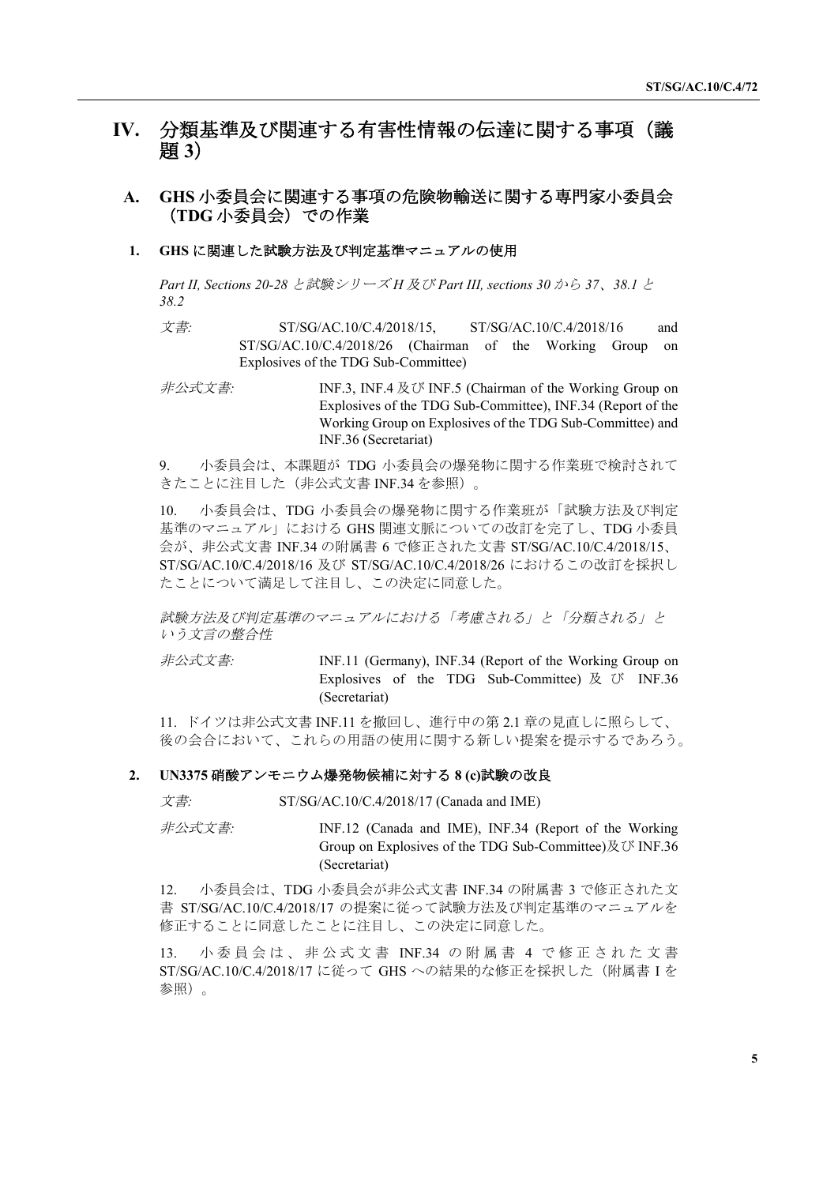# IV. 分類基準及び関連する有害性情報の伝達に関する事項（議題 3）

## A. GHS 小委員会に関連する事項の危険物輸送に関する専門家小委員会（TDG 小委員会）での作業

### 1. GHS に関連した試験方法及び判定基準マニュアルの使用

*Part II, Sections 20-28 と試験シリーズ H 及び Part III, sections 30 から 37、38.1 と 38.2*

*文書:* ST/SG/AC.10/C.4/2018/15, ST/SG/AC.10/C.4/2018/16 and ST/SG/AC.10/C.4/2018/26 (Chairman of the Working Group on Explosives of the TDG Sub-Committee)

*非公式文書:* INF.3, INF.4 及び INF.5 (Chairman of the Working Group on Explosives of the TDG Sub-Committee), INF.34 (Report of the Working Group on Explosives of the TDG Sub-Committee) and INF.36 (Secretariat)

9. 小委員会は、本課題が TDG 小委員会の爆発物に関する作業班で検討されてきたことに注目した（非公式文書 INF.34 を参照）。

10. 小委員会は、TDG 小委員会の爆発物に関する作業班が「試験方法及び判定基準のマニュアル」における GHS 関連文脈についての改訂を完了し、TDG 小委員会が、非公式文書 INF.34 の附属書 6 で修正された文書 ST/SG/AC.10/C.4/2018/15、ST/SG/AC.10/C.4/2018/16 及び ST/SG/AC.10/C.4/2018/26 におけるこの改訂を採択したことについて満足して注目し、この決定に同意した。

*試験方法及び判定基準のマニュアルにおける「考慮される」と「分類される」という文言の整合性*

*非公式文書:* INF.11 (Germany), INF.34 (Report of the Working Group on Explosives of the TDG Sub-Committee) 及び INF.36 (Secretariat)

11. ドイツは非公式文書 INF.11 を撤回し、進行中の第 2.1 章の見直しに照らして、後の会合において、これらの用語の使用に関する新しい提案を提示するであろう。

### 2. UN3375 硝酸アンモニウム爆発物候補に対する 8 (c)試験の改良

*文書:* ST/SG/AC.10/C.4/2018/17 (Canada and IME)

*非公式文書:* INF.12 (Canada and IME), INF.34 (Report of the Working Group on Explosives of the TDG Sub-Committee)及び INF.36 (Secretariat)

12. 小委員会は、TDG 小委員会が非公式文書 INF.34 の附属書 3 で修正された文書 ST/SG/AC.10/C.4/2018/17 の提案に従って試験方法及び判定基準のマニュアルを修正することに同意したことに注目し、この決定に同意した。

13. 小委員会は、非公式文書 INF.34 の附属書 4 で修正された文書 ST/SG/AC.10/C.4/2018/17 に従って GHS への結果的な修正を採択した（附属書 I を参照）。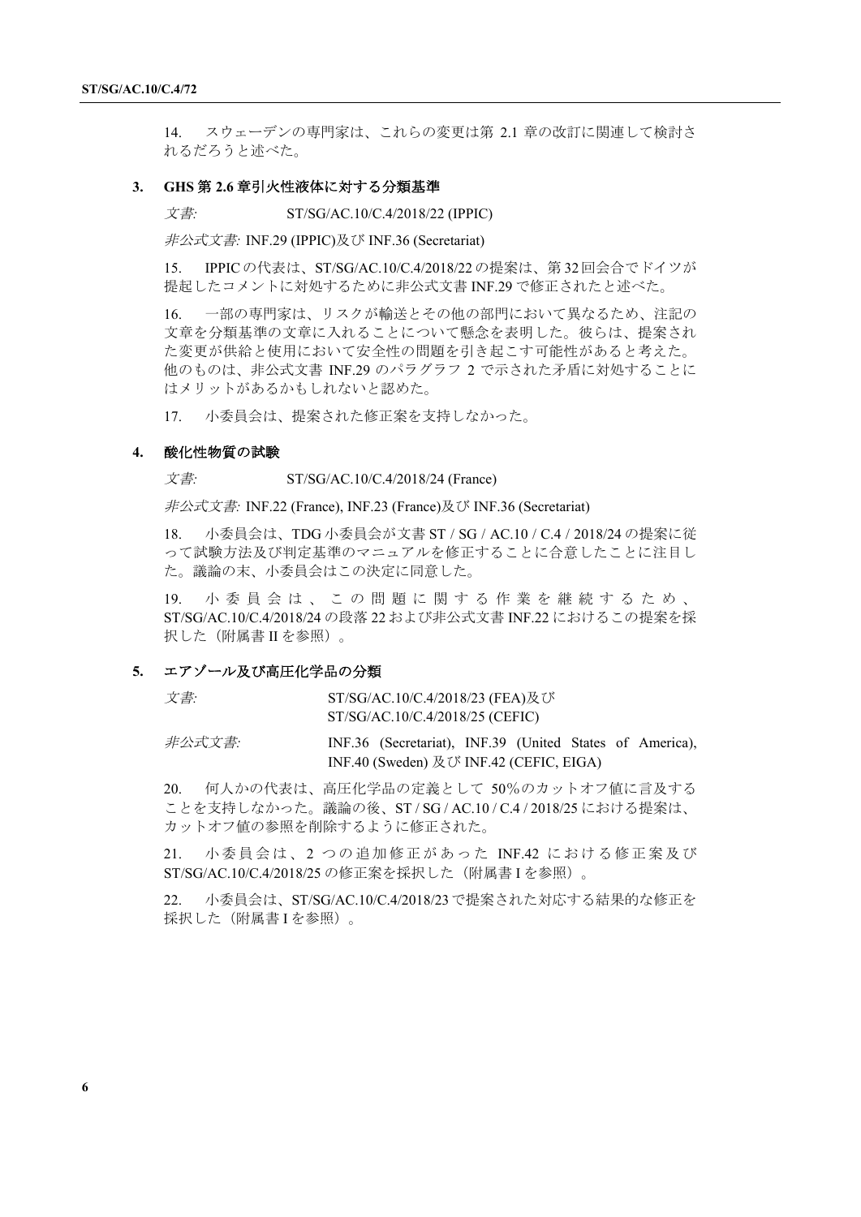14.　スウェーデンの専門家は、これらの変更は第 2.1 章の改訂に関連して検討されるだろうと述べた。

### 3.　GHS 第 2.6 章引火性液体に対する分類基準

*文書:*　ST/SG/AC.10/C.4/2018/22 (IPPIC)

*非公式文書:* INF.29 (IPPIC)及び INF.36 (Secretariat)

15.　IPPIC の代表は、ST/SG/AC.10/C.4/2018/22 の提案は、第 32 回会合でドイツが提起したコメントに対処するために非公式文書 INF.29 で修正されたと述べた。

16.　一部の専門家は、リスクが輸送とその他の部門において異なるため、注記の文章を分類基準の文章に入れることについて懸念を表明した。彼らは、提案された変更が供給と使用において安全性の問題を引き起こす可能性があると考えた。他のものは、非公式文書 INF.29 のパラグラフ 2 で示された矛盾に対処することにはメリットがあるかもしれないと認めた。

17.　小委員会は、提案された修正案を支持しなかった。

### 4.　酸化性物質の試験

*文書:*　ST/SG/AC.10/C.4/2018/24 (France)

*非公式文書:* INF.22 (France), INF.23 (France)及び INF.36 (Secretariat)

18.　小委員会は、TDG 小委員会が文書 ST / SG / AC.10 / C.4 / 2018/24 の提案に従って試験方法及び判定基準のマニュアルを修正することに合意したことに注目した。議論の末、小委員会はこの決定に同意した。

19.　小委員会は、この問題に関する作業を継続するため、ST/SG/AC.10/C.4/2018/24 の段落 22 および非公式文書 INF.22 におけるこの提案を採択した（附属書 II を参照）。

### 5.　エアゾール及び高圧化学品の分類

*文書:*　ST/SG/AC.10/C.4/2018/23 (FEA)及び ST/SG/AC.10/C.4/2018/25 (CEFIC)

*非公式文書:*　INF.36 (Secretariat), INF.39 (United States of America), INF.40 (Sweden) 及び INF.42 (CEFIC, EIGA)

20.　何人かの代表は、高圧化学品の定義として 50％のカットオフ値に言及することを支持しなかった。議論の後、ST / SG / AC.10 / C.4 / 2018/25 における提案は、カットオフ値の参照を削除するように修正された。

21.　小委員会は、2 つの追加修正があった INF.42 における修正案及び ST/SG/AC.10/C.4/2018/25 の修正案を採択した（附属書 I を参照）。

22.　小委員会は、ST/SG/AC.10/C.4/2018/23 で提案された対応する結果的な修正を採択した（附属書 I を参照）。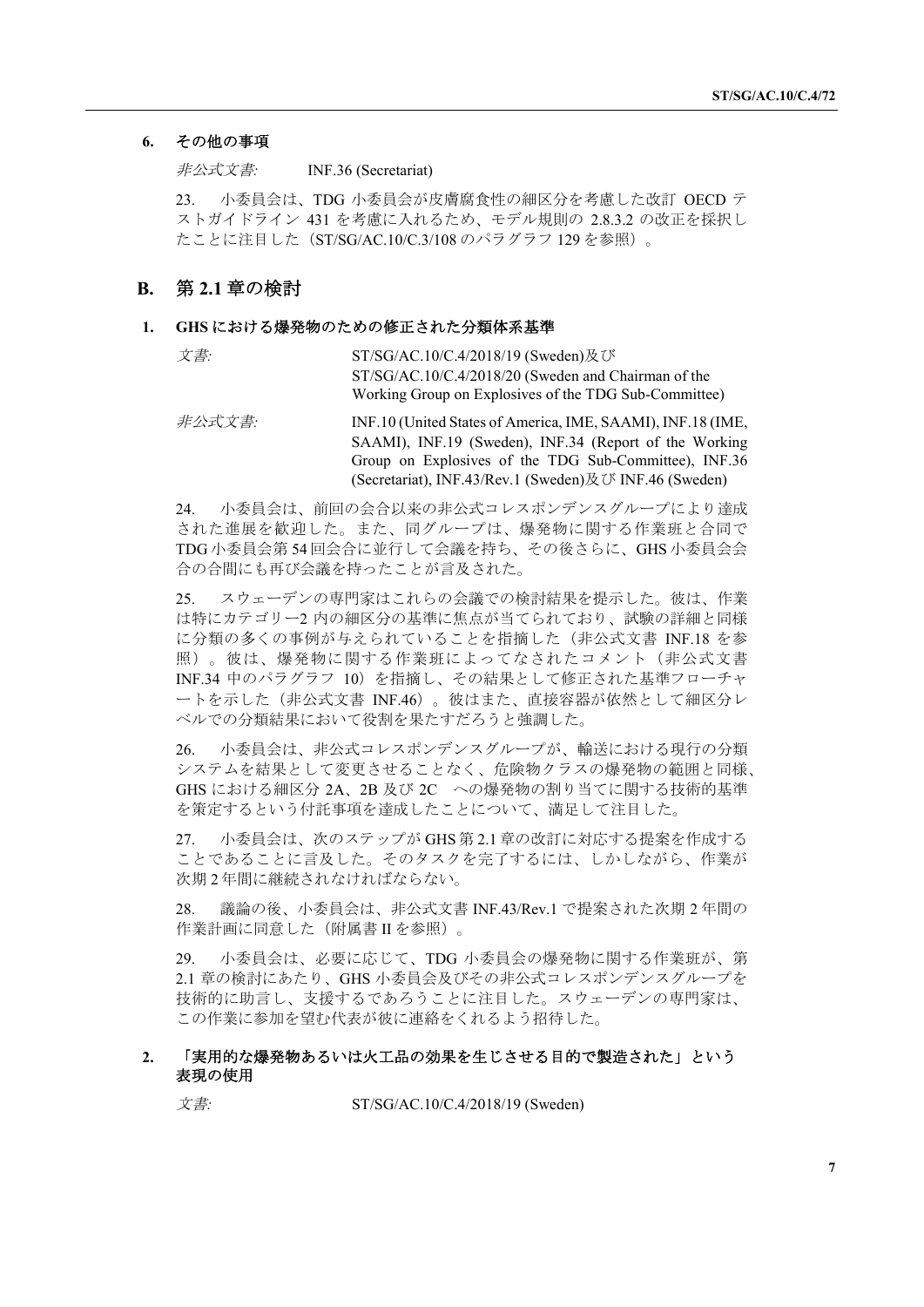### 6. その他の事項

*非公式文書:* INF.36 (Secretariat)

23. 小委員会は、TDG 小委員会が皮膚腐食性の細区分を考慮した改訂 OECD テストガイドライン 431 を考慮に入れるため、モデル規則の 2.8.3.2 の改正を採択したことに注目した（ST/SG/AC.10/C.3/108 のパラグラフ 129 を参照）。

## B. 第 2.1 章の検討

### 1. GHS における爆発物のための修正された分類体系基準

*文書:* ST/SG/AC.10/C.4/2018/19 (Sweden)及び ST/SG/AC.10/C.4/2018/20 (Sweden and Chairman of the Working Group on Explosives of the TDG Sub-Committee)

*非公式文書:* INF.10 (United States of America, IME, SAAMI), INF.18 (IME, SAAMI), INF.19 (Sweden), INF.34 (Report of the Working Group on Explosives of the TDG Sub-Committee), INF.36 (Secretariat), INF.43/Rev.1 (Sweden)及び INF.46 (Sweden)

24. 小委員会は、前回の会合以来の非公式コレスポンデンスグループにより達成された進展を歓迎した。また、同グループは、爆発物に関する作業班と合同で TDG 小委員会第 54 回会合に並行して会議を持ち、その後さらに、GHS 小委員会会合の合間にも再び会議を持ったことが言及された。

25. スウェーデンの専門家はこれらの会議での検討結果を提示した。彼は、作業は特にカテゴリー2 内の細区分の基準に焦点が当てられており、試験の詳細と同様に分類の多くの事例が与えられていることを指摘した（非公式文書 INF.18 を参照）。彼は、爆発物に関する作業班によってなされたコメント（非公式文書 INF.34 中のパラグラフ 10）を指摘し、その結果として修正された基準フローチャートを示した（非公式文書 INF.46）。彼はまた、直接容器が依然として細区分レベルでの分類結果において役割を果たすだろうと強調した。

26. 小委員会は、非公式コレスポンデンスグループが、輸送における現行の分類システムを結果として変更させることなく、危険物クラスの爆発物の範囲と同様、GHS における細区分 2A、2B 及び 2C への爆発物の割り当てに関する技術的基準を策定するという付託事項を達成したことについて、満足して注目した。

27. 小委員会は、次のステップが GHS 第 2.1 章の改訂に対応する提案を作成することであることに言及した。そのタスクを完了するには、しかしながら、作業が次期 2 年間に継続されなければならない。

28. 議論の後、小委員会は、非公式文書 INF.43/Rev.1 で提案された次期 2 年間の作業計画に同意した（附属書 II を参照）。

29. 小委員会は、必要に応じて、TDG 小委員会の爆発物に関する作業班が、第 2.1 章の検討にあたり、GHS 小委員会及びその非公式コレスポンデンスグループを技術的に助言し、支援するであろうことに注目した。スウェーデンの専門家は、この作業に参加を望む代表が彼に連絡をくれるよう招待した。

### 2. 「実用的な爆発物あるいは火工品の効果を生じさせる目的で製造された」という表現の使用

*文書:* ST/SG/AC.10/C.4/2018/19 (Sweden)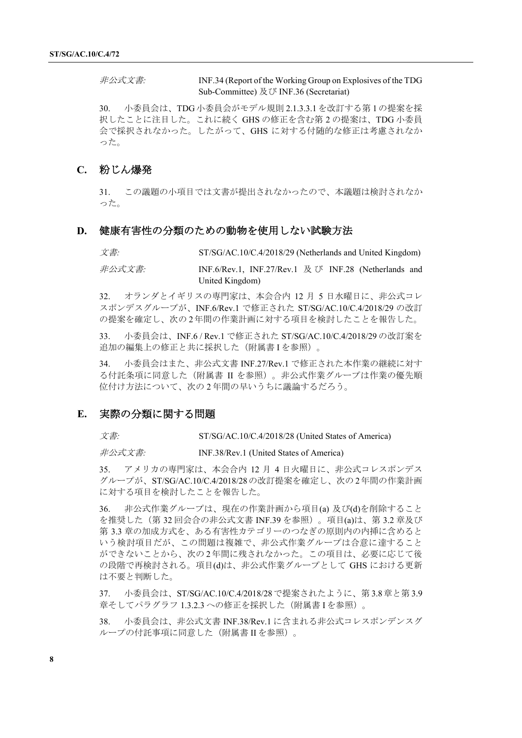*非公式文書:* INF.34 (Report of the Working Group on Explosives of the TDG Sub-Committee) 及び INF.36 (Secretariat)

30. 小委員会は、TDG 小委員会がモデル規則 2.1.3.3.1 を改訂する第 1 の提案を採択したことに注目した。これに続く GHS の修正を含む第 2 の提案は、TDG 小委員会で採択されなかった。したがって、GHS に対する付随的な修正は考慮されなかった。

## C. 粉じん爆発

31. この議題の小項目では文書が提出されなかったので、本議題は検討されなかった。

## D. 健康有害性の分類のための動物を使用しない試験方法

*文書:* ST/SG/AC.10/C.4/2018/29 (Netherlands and United Kingdom)

*非公式文書:* INF.6/Rev.1, INF.27/Rev.1 及び INF.28 (Netherlands and United Kingdom)

32. オランダとイギリスの専門家は、本会合内 12 月 5 日水曜日に、非公式コレスポンデスグループが、INF.6/Rev.1 で修正された ST/SG/AC.10/C.4/2018/29 の改訂の提案を確定し、次の 2 年間の作業計画に対する項目を検討したことを報告した。

33. 小委員会は、INF.6 / Rev.1 で修正された ST/SG/AC.10/C.4/2018/29 の改訂案を追加の編集上の修正と共に採択した（附属書 I を参照）。

34. 小委員会はまた、非公式文書 INF.27/Rev.1 で修正された本作業の継続に対する付託条項に同意した（附属書 II を参照）。非公式作業グループは作業の優先順位付け方法について、次の 2 年間の早いうちに議論するだろう。

## E. 実際の分類に関する問題

*文書:* ST/SG/AC.10/C.4/2018/28 (United States of America)

*非公式文書:* INF.38/Rev.1 (United States of America)

35. アメリカの専門家は、本会合内 12 月 4 日火曜日に、非公式コレスポンデスグループが、ST/SG/AC.10/C.4/2018/28 の改訂提案を確定し、次の 2 年間の作業計画に対する項目を検討したことを報告した。

36. 非公式作業グループは、現在の作業計画から項目(a) 及び(d)を削除することを推奨した（第 32 回会合の非公式文書 INF.39 を参照）。項目(a)は、第 3.2 章及び第 3.3 章の加成方式を、ある有害性カテゴリーのつなぎの原則内の内挿に含めるという検討項目だが、この問題は複雑で、非公式作業グループは合意に達することができないことから、次の 2 年間に残されなかった。この項目は、必要に応じて後の段階で再検討される。項目(d)は、非公式作業グループとして GHS における更新は不要と判断した。

37. 小委員会は、ST/SG/AC.10/C.4/2018/28 で提案されたように、第 3.8 章と第 3.9 章そしてパラグラフ 1.3.2.3 への修正を採択した（附属書 I を参照）。

38. 小委員会は、非公式文書 INF.38/Rev.1 に含まれる非公式コレスポンデンスグループの付託事項に同意した（附属書 II を参照）。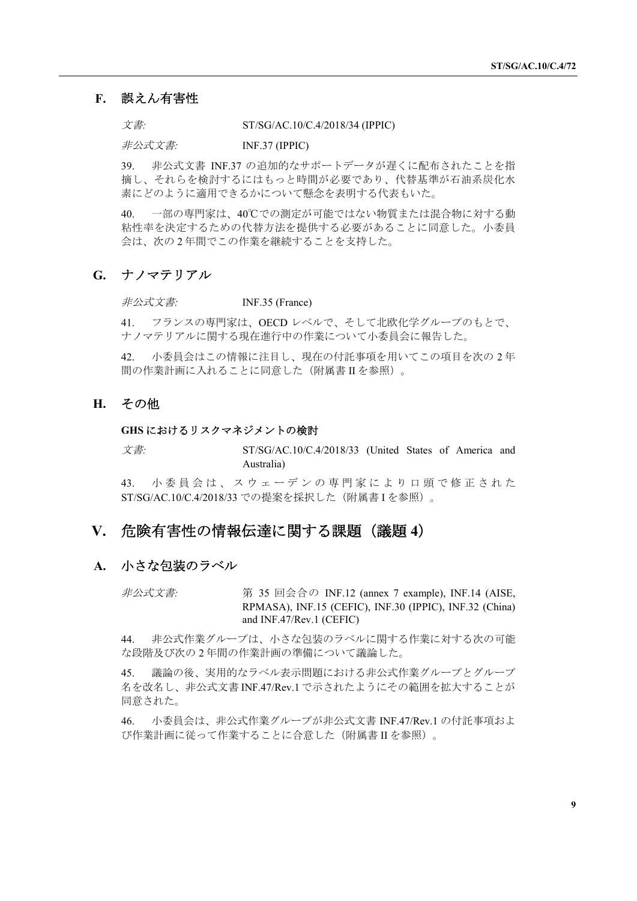## F. 誤えん有害性

*文書:* ST/SG/AC.10/C.4/2018/34 (IPPIC)

*非公式文書:* INF.37 (IPPIC)

39. 非公式文書 INF.37 の追加的なサポートデータが遅くに配布されたことを指摘し、それらを検討するにはもっと時間が必要であり、代替基準が石油系炭化水素にどのように適用できるかについて懸念を表明する代表もいた。

40. 一部の専門家は、40℃での測定が可能ではない物質または混合物に対する動粘性率を決定するための代替方法を提供する必要があることに同意した。小委員会は、次の 2 年間でこの作業を継続することを支持した。

## G. ナノマテリアル

*非公式文書:* INF.35 (France)

41. フランスの専門家は、OECD レベルで、そして北欧化学グループのもとで、ナノマテリアルに関する現在進行中の作業について小委員会に報告した。

42. 小委員会はこの情報に注目し、現在の付託事項を用いてこの項目を次の 2 年間の作業計画に入れることに同意した（附属書 II を参照）。

## H. その他

### GHS におけるリスクマネジメントの検討

*文書:* ST/SG/AC.10/C.4/2018/33 (United States of America and Australia)

43. 小委員会は、スウェーデンの専門家により口頭で修正された ST/SG/AC.10/C.4/2018/33 での提案を採択した（附属書 I を参照）。

# V. 危険有害性の情報伝達に関する課題（議題 4）

## A. 小さな包装のラベル

*非公式文書:* 第 35 回会合の INF.12 (annex 7 example), INF.14 (AISE, RPMASA), INF.15 (CEFIC), INF.30 (IPPIC), INF.32 (China) and INF.47/Rev.1 (CEFIC)

44. 非公式作業グループは、小さな包装のラベルに関する作業に対する次の可能な段階及び次の 2 年間の作業計画の準備について議論した。

45. 議論の後、実用的なラベル表示問題における非公式作業グループとグループ名を改名し、非公式文書 INF.47/Rev.1 で示されたようにその範囲を拡大することが同意された。

46. 小委員会は、非公式作業グループが非公式文書 INF.47/Rev.1 の付託事項および作業計画に従って作業することに合意した（附属書 II を参照）。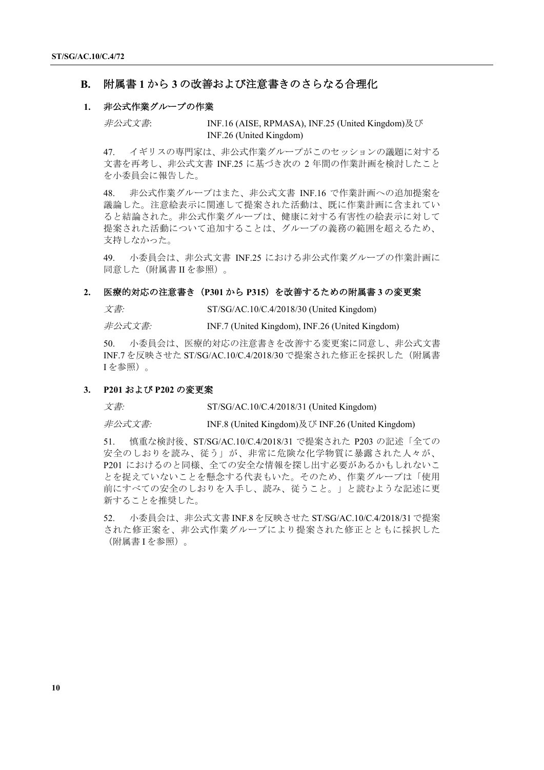## B. 附属書 1 から 3 の改善および注意書きのさらなる合理化

### 1. 非公式作業グループの作業

*非公式文書*: INF.16 (AISE, RPMASA), INF.25 (United Kingdom)及び INF.26 (United Kingdom)

47. イギリスの専門家は、非公式作業グループがこのセッションの議題に対する文書を再考し、非公式文書 INF.25 に基づき次の 2 年間の作業計画を検討したことを小委員会に報告した。

48. 非公式作業グループはまた、非公式文書 INF.16 で作業計画への追加提案を議論した。注意絵表示に関連して提案された活動は、既に作業計画に含まれていると結論された。非公式作業グループは、健康に対する有害性の絵表示に対して提案された活動について追加することは、グループの義務の範囲を超えるため、支持しなかった。

49. 小委員会は、非公式文書 INF.25 における非公式作業グループの作業計画に同意した（附属書 II を参照）。

### 2. 医療的対応の注意書き（P301 から P315）を改善するための附属書 3 の変更案

*文書:* ST/SG/AC.10/C.4/2018/30 (United Kingdom)

*非公式文書:* INF.7 (United Kingdom), INF.26 (United Kingdom)

50. 小委員会は、医療的対応の注意書きを改善する変更案に同意し、非公式文書 INF.7 を反映させた ST/SG/AC.10/C.4/2018/30 で提案された修正を採択した（附属書 I を参照）。

### 3. P201 および P202 の変更案

*文書:* ST/SG/AC.10/C.4/2018/31 (United Kingdom)

*非公式文書:* INF.8 (United Kingdom)及び INF.26 (United Kingdom)

51. 慎重な検討後、ST/SG/AC.10/C.4/2018/31 で提案された P203 の記述「全ての安全のしおりを読み、従う」が、非常に危険な化学物質に暴露された人々が、P201 におけるのと同様、全ての安全な情報を探し出す必要があるかもしれないことを捉えていないことを懸念する代表もいた。そのため、作業グループは「使用前にすべての安全のしおりを入手し、読み、従うこと。」と読むような記述に更新することを推奨した。

52. 小委員会は、非公式文書 INF.8 を反映させた ST/SG/AC.10/C.4/2018/31 で提案された修正案を、非公式作業グループにより提案された修正とともに採択した（附属書 I を参照）。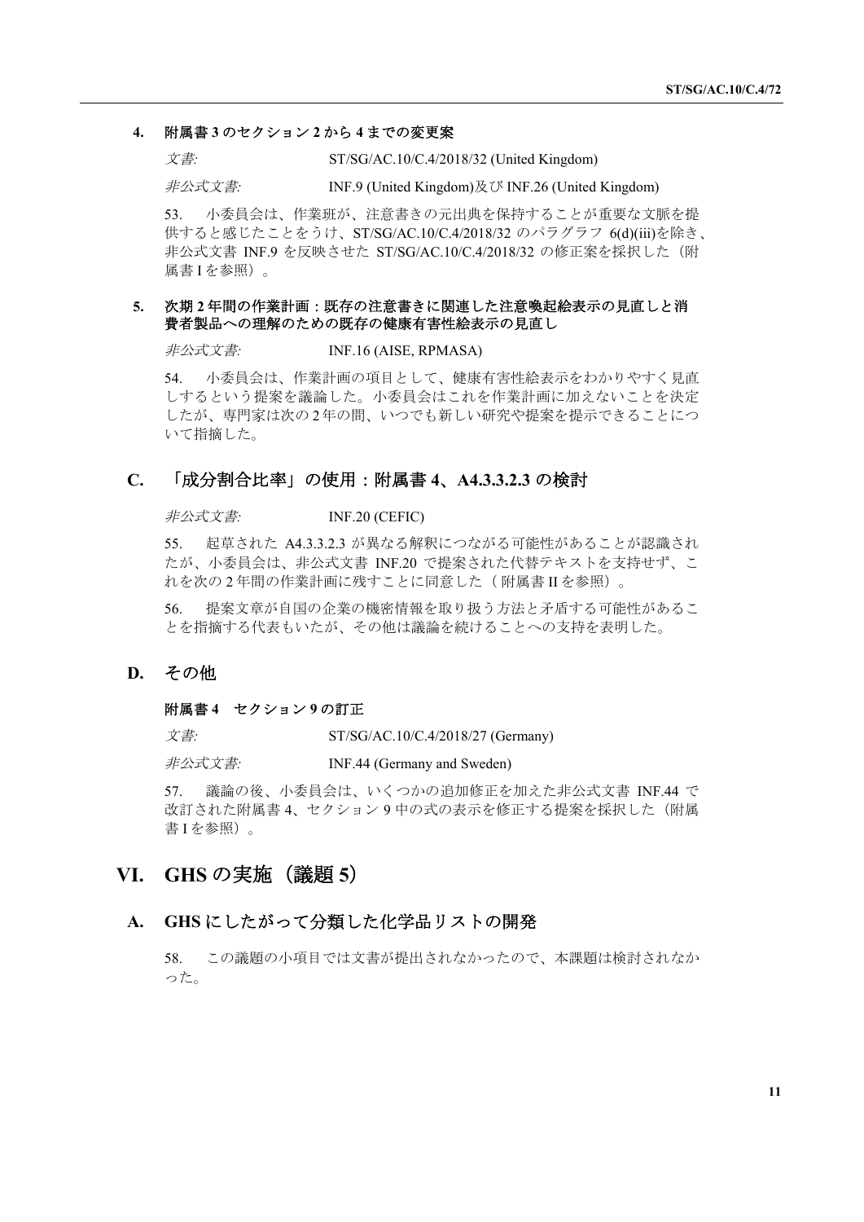#### 4. 附属書 3 のセクション 2 から 4 までの変更案

*文書:* ST/SG/AC.10/C.4/2018/32 (United Kingdom)

*非公式文書:* INF.9 (United Kingdom)及び INF.26 (United Kingdom)

53. 小委員会は、作業班が、注意書きの元出典を保持することが重要な文脈を提供すると感じたことをうけ、ST/SG/AC.10/C.4/2018/32 のパラグラフ 6(d)(iii)を除き、非公式文書 INF.9 を反映させた ST/SG/AC.10/C.4/2018/32 の修正案を採択した（附属書 I を参照）。

#### 5. 次期 2 年間の作業計画：既存の注意書きに関連した注意喚起絵表示の見直しと消費者製品への理解のための既存の健康有害性絵表示の見直し

*非公式文書:* INF.16 (AISE, RPMASA)

54. 小委員会は、作業計画の項目として、健康有害性絵表示をわかりやすく見直しするという提案を議論した。小委員会はこれを作業計画に加えないことを決定したが、専門家は次の 2 年の間、いつでも新しい研究や提案を提示できることについて指摘した。

### C. 「成分割合比率」の使用：附属書 4、A4.3.3.2.3 の検討

*非公式文書:* INF.20 (CEFIC)

55. 起草された A4.3.3.2.3 が異なる解釈につながる可能性があることが認識されたが、小委員会は、非公式文書 INF.20 で提案された代替テキストを支持せず、これを次の 2 年間の作業計画に残すことに同意した（ 附属書 II を参照）。

56. 提案文章が自国の企業の機密情報を取り扱う方法と矛盾する可能性があることを指摘する代表もいたが、その他は議論を続けることへの支持を表明した。

### D. その他

#### 附属書 4 セクション 9 の訂正

*文書:* ST/SG/AC.10/C.4/2018/27 (Germany)

*非公式文書:* INF.44 (Germany and Sweden)

57. 議論の後、小委員会は、いくつかの追加修正を加えた非公式文書 INF.44 で改訂された附属書 4、セクション 9 中の式の表示を修正する提案を採択した（附属書 I を参照）。

## VI. GHS の実施（議題 5）

### A. GHS にしたがって分類した化学品リストの開発

58. この議題の小項目では文書が提出されなかったので、本課題は検討されなかった。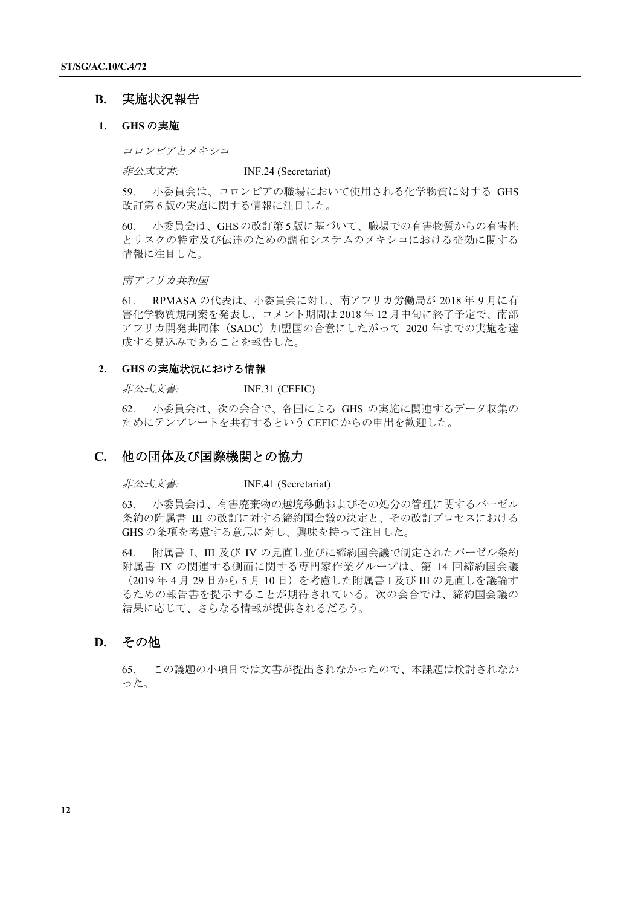## B. 実施状況報告

### 1. GHS の実施

*コロンビアとメキシコ*

*非公式文書:* INF.24 (Secretariat)

59. 小委員会は、コロンビアの職場において使用される化学物質に対する GHS 改訂第 6 版の実施に関する情報に注目した。

60. 小委員会は、GHS の改訂第 5 版に基づいて、職場での有害物質からの有害性とリスクの特定及び伝達のための調和システムのメキシコにおける発効に関する情報に注目した。

*南アフリカ共和国*

61. RPMASA の代表は、小委員会に対し、南アフリカ労働局が 2018 年 9 月に有害化学物質規制案を発表し、コメント期間は 2018 年 12 月中旬に終了予定で、南部アフリカ開発共同体（SADC）加盟国の合意にしたがって 2020 年までの実施を達成する見込みであることを報告した。

### 2. GHS の実施状況における情報

*非公式文書:* INF.31 (CEFIC)

62. 小委員会は、次の会合で、各国による GHS の実施に関連するデータ収集のためにテンプレートを共有するという CEFIC からの申出を歓迎した。

## C. 他の団体及び国際機関との協力

*非公式文書:* INF.41 (Secretariat)

63. 小委員会は、有害廃棄物の越境移動およびその処分の管理に関するバーゼル条約の附属書 III の改訂に対する締約国会議の決定と、その改訂プロセスにおける GHS の条項を考慮する意思に対し、興味を持って注目した。

64. 附属書 I、III 及び IV の見直し並びに締約国会議で制定されたバーゼル条約附属書 IX の関連する側面に関する専門家作業グループは、第 14 回締約国会議（2019 年 4 月 29 日から 5 月 10 日）を考慮した附属書 I 及び III の見直しを議論するための報告書を提示することが期待されている。次の会合では、締約国会議の結果に応じて、さらなる情報が提供されるだろう。

## D. その他

65. この議題の小項目では文書が提出されなかったので、本課題は検討されなかった。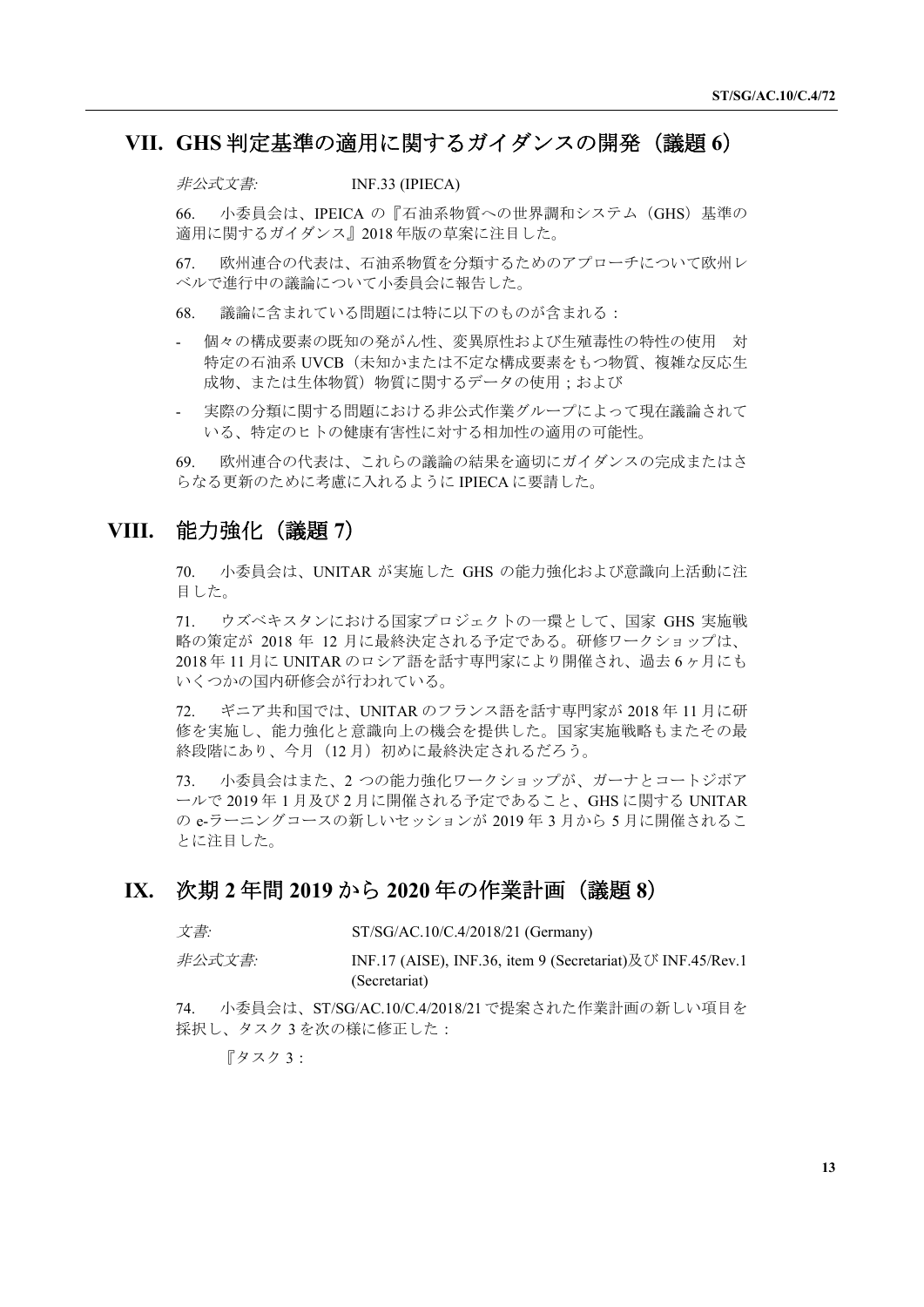## VII. GHS 判定基準の適用に関するガイダンスの開発（議題 6）

*非公式文書:* INF.33 (IPIECA)

66. 小委員会は、IPEICA の『石油系物質への世界調和システム（GHS）基準の適用に関するガイダンス』2018 年版の草案に注目した。

67. 欧州連合の代表は、石油系物質を分類するためのアプローチについて欧州レベルで進行中の議論について小委員会に報告した。

68. 議論に含まれている問題には特に以下のものが含まれる：

- 個々の構成要素の既知の発がん性、変異原性および生殖毒性の特性の使用　対 特定の石油系 UVCB（未知かまたは不定な構成要素をもつ物質、複雑な反応生成物、または生体物質）物質に関するデータの使用；および
- 実際の分類に関する問題における非公式作業グループによって現在議論されている、特定のヒトの健康有害性に対する相加性の適用の可能性。

69. 欧州連合の代表は、これらの議論の結果を適切にガイダンスの完成またはさらなる更新のために考慮に入れるように IPIECA に要請した。

## VIII. 能力強化（議題 7）

70. 小委員会は、UNITAR が実施した GHS の能力強化および意識向上活動に注目した。

71. ウズベキスタンにおける国家プロジェクトの一環として、国家 GHS 実施戦略の策定が 2018 年 12 月に最終決定される予定である。研修ワークショップは、2018 年 11 月に UNITAR のロシア語を話す専門家により開催され、過去 6 ヶ月にもいくつかの国内研修会が行われている。

72. ギニア共和国では、UNITAR のフランス語を話す専門家が 2018 年 11 月に研修を実施し、能力強化と意識向上の機会を提供した。国家実施戦略もまたその最終段階にあり、今月（12 月）初めに最終決定されるだろう。

73. 小委員会はまた、2 つの能力強化ワークショップが、ガーナとコートジボアールで 2019 年 1 月及び 2 月に開催される予定であること、GHS に関する UNITAR の e-ラーニングコースの新しいセッションが 2019 年 3 月から 5 月に開催されることに注目した。

## IX. 次期 2 年間 2019 から 2020 年の作業計画（議題 8）

*文書:* ST/SG/AC.10/C.4/2018/21 (Germany)

*非公式文書:* INF.17 (AISE), INF.36, item 9 (Secretariat)及び INF.45/Rev.1 (Secretariat)

74. 小委員会は、ST/SG/AC.10/C.4/2018/21 で提案された作業計画の新しい項目を採択し、タスク 3 を次の様に修正した：

『タスク 3：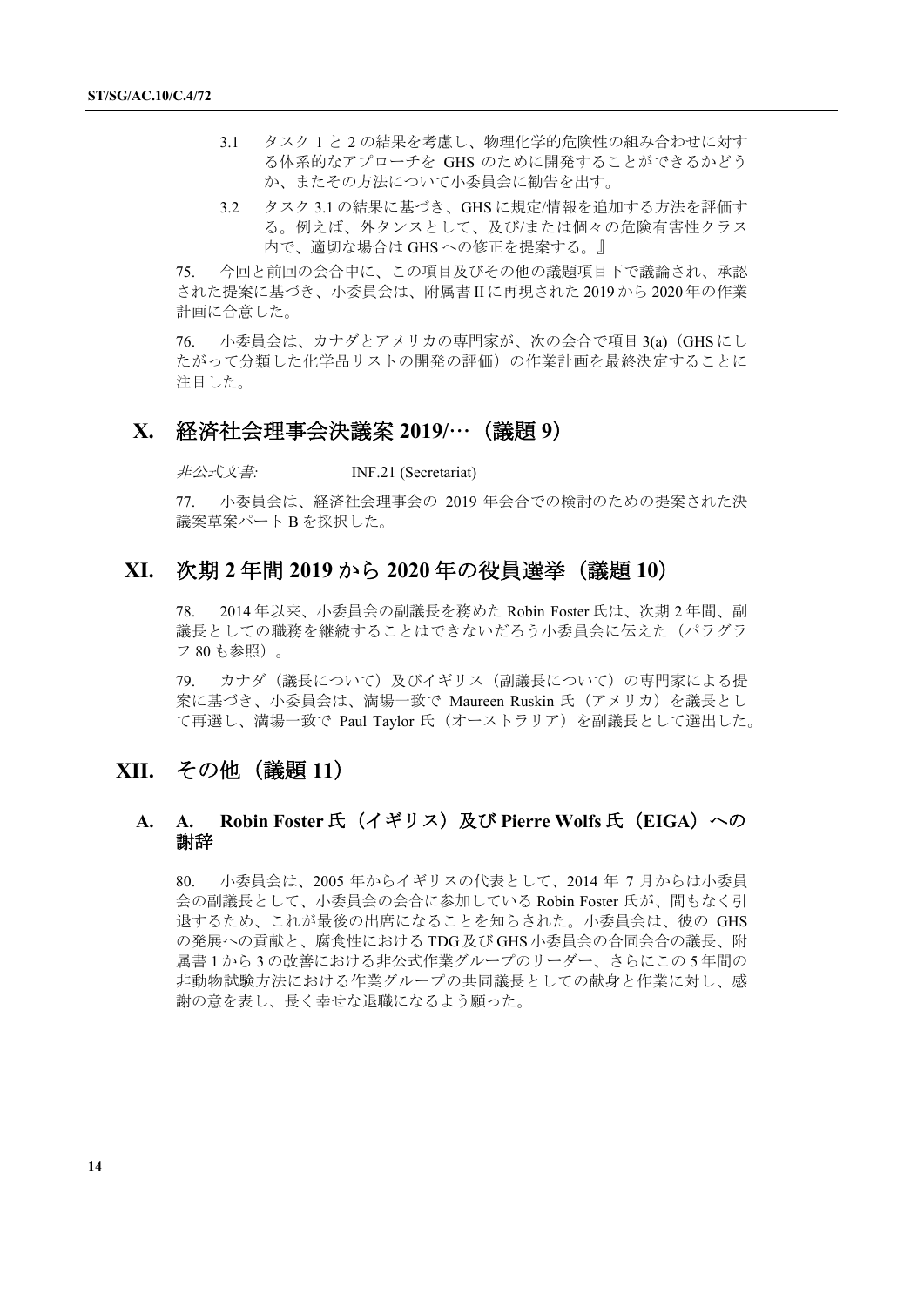3.1　タスク 1 と 2 の結果を考慮し、物理化学的危険性の組み合わせに対する体系的なアプローチを GHS のために開発することができるかどうか、またその方法について小委員会に勧告を出す。

3.2　タスク 3.1 の結果に基づき、GHS に規定/情報を追加する方法を評価する。例えば、外タンスとして、及び/または個々の危険有害性クラス内で、適切な場合は GHS への修正を提案する。』

75.　今回と前回の会合中に、この項目及びその他の議題項目下で議論され、承認された提案に基づき、小委員会は、附属書 II に再現された 2019 から 2020 年の作業計画に合意した。

76.　小委員会は、カナダとアメリカの専門家が、次の会合で項目 3(a)（GHS にしたがって分類した化学品リストの開発の評価）の作業計画を最終決定することに注目した。

## X. 経済社会理事会決議案 2019/…（議題 9）

*非公式文書:*　　INF.21 (Secretariat)

77.　小委員会は、経済社会理事会の 2019 年会合での検討のための提案された決議案草案パート B を採択した。

## XI. 次期 2 年間 2019 から 2020 年の役員選挙（議題 10）

78.　2014 年以来、小委員会の副議長を務めた Robin Foster 氏は、次期 2 年間、副議長としての職務を継続することはできないだろう小委員会に伝えた（パラグラフ 80 も参照）。

79.　カナダ（議長について）及びイギリス（副議長について）の専門家による提案に基づき、小委員会は、満場一致で Maureen Ruskin 氏（アメリカ）を議長として再選し、満場一致で Paul Taylor 氏（オーストラリア）を副議長として選出した。

## XII. その他（議題 11）

### A. A.　Robin Foster 氏（イギリス）及び Pierre Wolfs 氏（EIGA）への謝辞

80.　小委員会は、2005 年からイギリスの代表として、2014 年 7 月からは小委員会の副議長として、小委員会の会合に参加している Robin Foster 氏が、間もなく引退するため、これが最後の出席になることを知らされた。小委員会は、彼の GHS の発展への貢献と、腐食性における TDG 及び GHS 小委員会の合同会合の議長、附属書 1 から 3 の改善における非公式作業グループのリーダー、さらにこの 5 年間の非動物試験方法における作業グループの共同議長としての献身と作業に対し、感謝の意を表し、長く幸せな退職になるよう願った。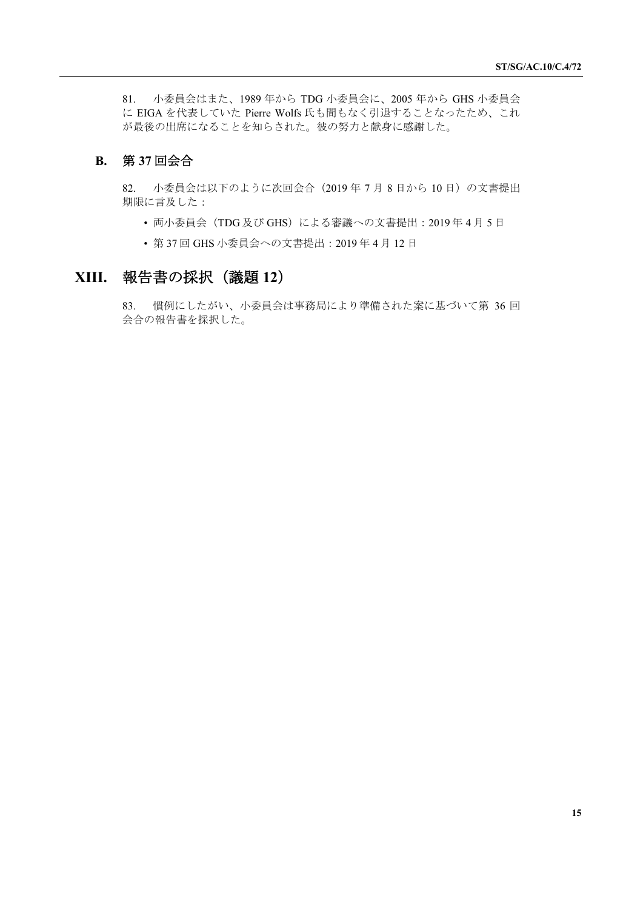81. 小委員会はまた、1989 年から TDG 小委員会に、2005 年から GHS 小委員会に EIGA を代表していた Pierre Wolfs 氏も間もなく引退することなったため、これが最後の出席になることを知らされた。彼の努力と献身に感謝した。

### B. 第 37 回会合

82. 小委員会は以下のように次回会合（2019 年 7 月 8 日から 10 日）の文書提出期限に言及した：

- 両小委員会（TDG 及び GHS）による審議への文書提出：2019 年 4 月 5 日
- 第 37 回 GHS 小委員会への文書提出：2019 年 4 月 12 日

## XIII. 報告書の採択（議題 12）

83. 慣例にしたがい、小委員会は事務局により準備された案に基づいて第 36 回会合の報告書を採択した。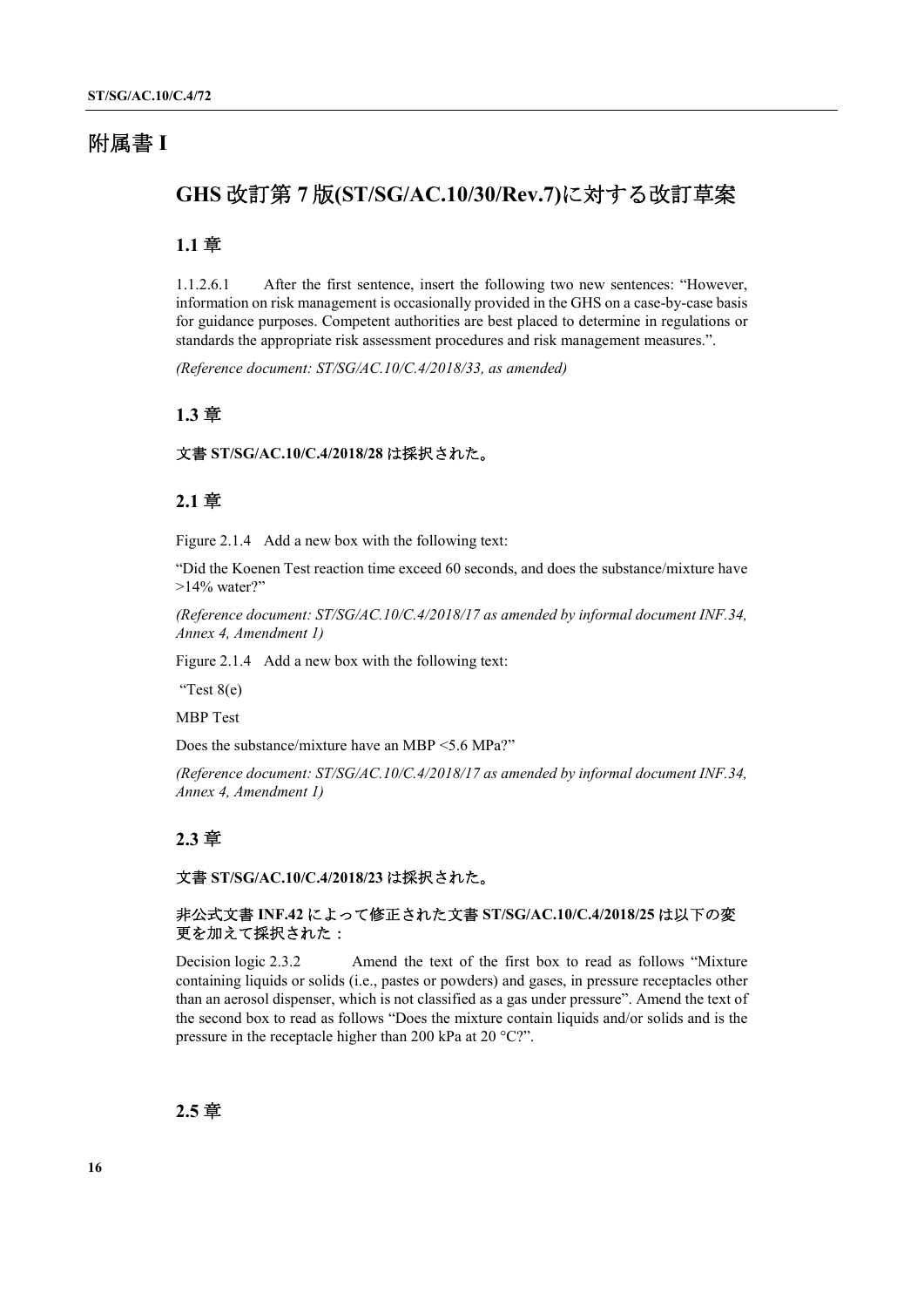# 附属書 I

## GHS 改訂第 7 版(ST/SG/AC.10/30/Rev.7)に対する改訂草案

### 1.1 章

1.1.2.6.1 After the first sentence, insert the following two new sentences: “However, information on risk management is occasionally provided in the GHS on a case-by-case basis for guidance purposes. Competent authorities are best placed to determine in regulations or standards the appropriate risk assessment procedures and risk management measures.”.

*(Reference document: ST/SG/AC.10/C.4/2018/33, as amended)*

### 1.3 章

**文書 ST/SG/AC.10/C.4/2018/28 は採択された。**

### 2.1 章

Figure 2.1.4 Add a new box with the following text:

“Did the Koenen Test reaction time exceed 60 seconds, and does the substance/mixture have >14% water?”

*(Reference document: ST/SG/AC.10/C.4/2018/17 as amended by informal document INF.34, Annex 4, Amendment 1)*

Figure 2.1.4 Add a new box with the following text:

“Test 8(e)

MBP Test

Does the substance/mixture have an MBP <5.6 MPa?”

*(Reference document: ST/SG/AC.10/C.4/2018/17 as amended by informal document INF.34, Annex 4, Amendment 1)*

### 2.3 章

**文書 ST/SG/AC.10/C.4/2018/23 は採択された。**

**非公式文書 INF.42 によって修正された文書 ST/SG/AC.10/C.4/2018/25 は以下の変更を加えて採択された：**

Decision logic 2.3.2 Amend the text of the first box to read as follows “Mixture containing liquids or solids (i.e., pastes or powders) and gases, in pressure receptacles other than an aerosol dispenser, which is not classified as a gas under pressure”. Amend the text of the second box to read as follows “Does the mixture contain liquids and/or solids and is the pressure in the receptacle higher than 200 kPa at 20 °C?”.

### 2.5 章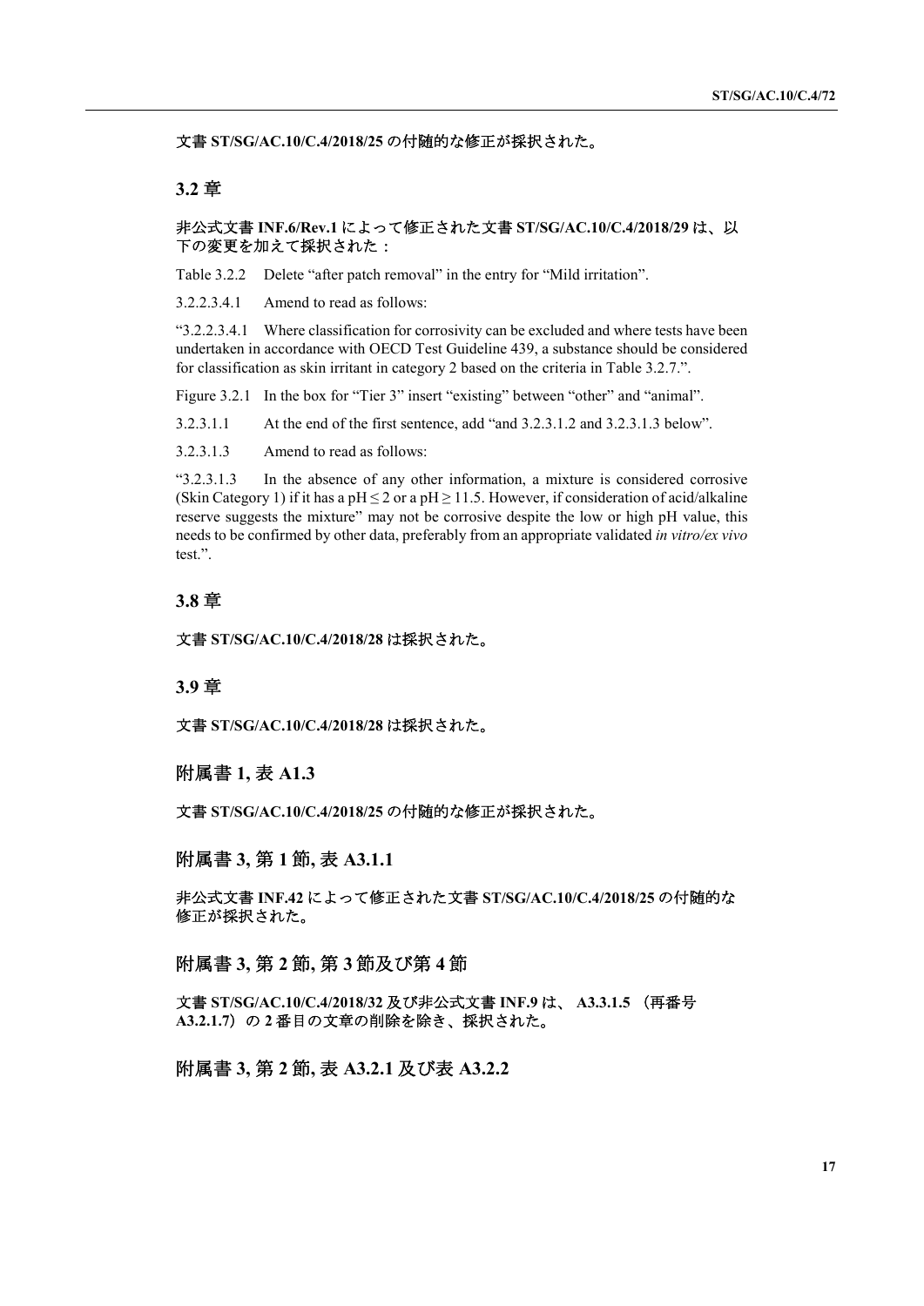**文書 ST/SG/AC.10/C.4/2018/25 の付随的な修正が採択された。**

## 3.2 章

**非公式文書 INF.6/Rev.1 によって修正された文書 ST/SG/AC.10/C.4/2018/29 は、以下の変更を加えて採択された：**

Table 3.2.2 Delete "after patch removal" in the entry for "Mild irritation".

3.2.2.3.4.1 Amend to read as follows:

"3.2.2.3.4.1 Where classification for corrosivity can be excluded and where tests have been undertaken in accordance with OECD Test Guideline 439, a substance should be considered for classification as skin irritant in category 2 based on the criteria in Table 3.2.7.".

Figure 3.2.1 In the box for "Tier 3" insert "existing" between "other" and "animal".

3.2.3.1.1 At the end of the first sentence, add "and 3.2.3.1.2 and 3.2.3.1.3 below".

3.2.3.1.3 Amend to read as follows:

"3.2.3.1.3 In the absence of any other information, a mixture is considered corrosive (Skin Category 1) if it has a pH ≤ 2 or a pH ≥ 11.5. However, if consideration of acid/alkaline reserve suggests the mixture" may not be corrosive despite the low or high pH value, this needs to be confirmed by other data, preferably from an appropriate validated *in vitro/ex vivo* test.".

## 3.8 章

**文書 ST/SG/AC.10/C.4/2018/28 は採択された。**

## 3.9 章

**文書 ST/SG/AC.10/C.4/2018/28 は採択された。**

## 附属書 1, 表 A1.3

**文書 ST/SG/AC.10/C.4/2018/25 の付随的な修正が採択された。**

## 附属書 3, 第 1 節, 表 A3.1.1

**非公式文書 INF.42 によって修正された文書 ST/SG/AC.10/C.4/2018/25 の付随的な修正が採択された。**

## 附属書 3, 第 2 節, 第 3 節及び第 4 節

**文書 ST/SG/AC.10/C.4/2018/32 及び非公式文書 INF.9 は、 A3.3.1.5 （再番号 A3.2.1.7）の 2 番目の文章の削除を除き、採択された。**

## 附属書 3, 第 2 節, 表 A3.2.1 及び表 A3.2.2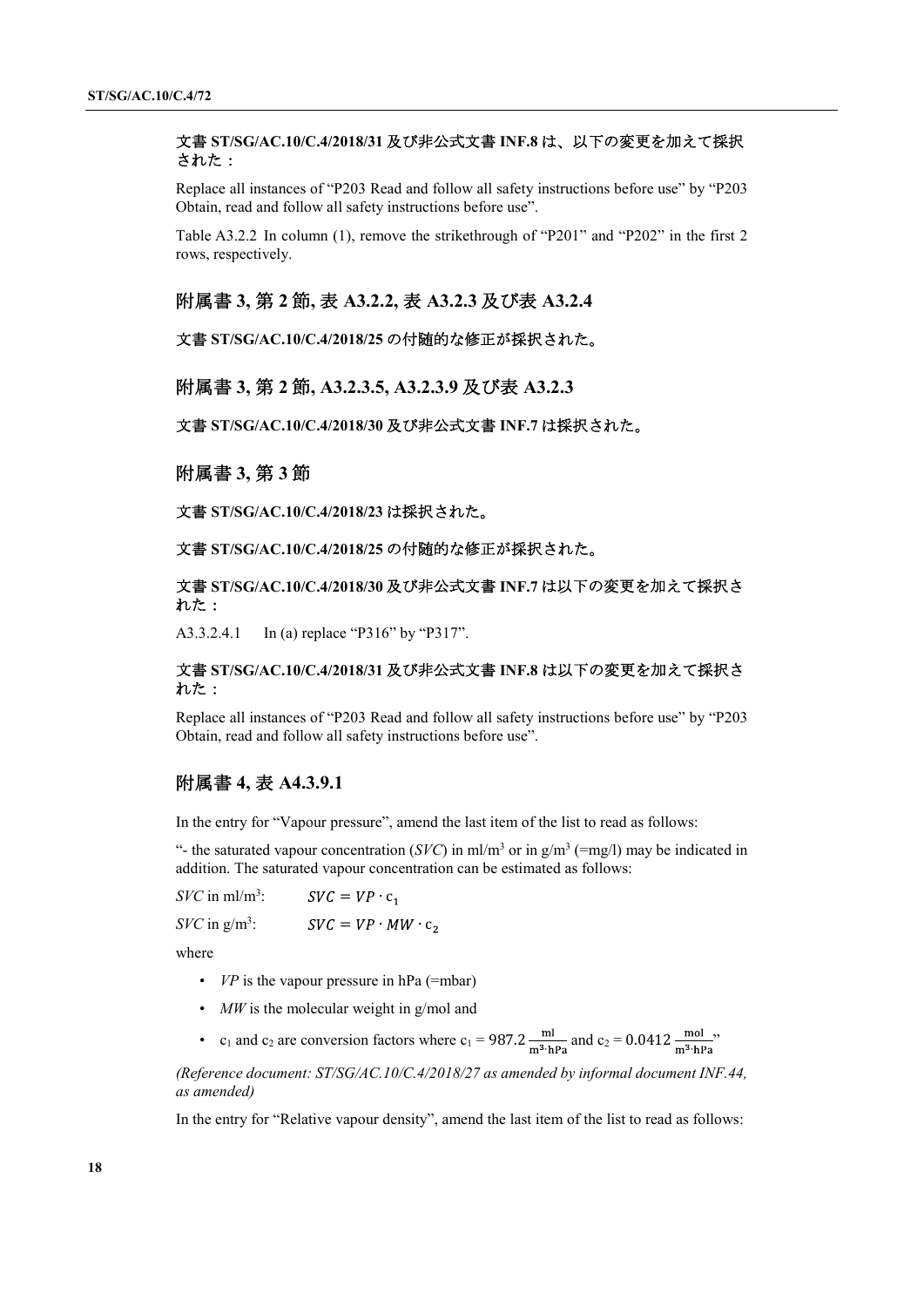**文書 ST/SG/AC.10/C.4/2018/31 及び非公式文書 INF.8 は、以下の変更を加えて採択された：**

Replace all instances of “P203 Read and follow all safety instructions before use” by “P203 Obtain, read and follow all safety instructions before use”.

Table A3.2.2 In column (1), remove the strikethrough of “P201” and “P202” in the first 2 rows, respectively.

## 附属書 3, 第 2 節, 表 A3.2.2, 表 A3.2.3 及び表 A3.2.4

**文書 ST/SG/AC.10/C.4/2018/25 の付随的な修正が採択された。**

## 附属書 3, 第 2 節, A3.2.3.5, A3.2.3.9 及び表 A3.2.3

**文書 ST/SG/AC.10/C.4/2018/30 及び非公式文書 INF.7 は採択された。**

## 附属書 3, 第 3 節

**文書 ST/SG/AC.10/C.4/2018/23 は採択された。**

**文書 ST/SG/AC.10/C.4/2018/25 の付随的な修正が採択された。**

**文書 ST/SG/AC.10/C.4/2018/30 及び非公式文書 INF.7 は以下の変更を加えて採択された：**

A3.3.2.4.1 In (a) replace “P316” by “P317”.

**文書 ST/SG/AC.10/C.4/2018/31 及び非公式文書 INF.8 は以下の変更を加えて採択された：**

Replace all instances of “P203 Read and follow all safety instructions before use” by “P203 Obtain, read and follow all safety instructions before use”.

## 附属書 4, 表 A4.3.9.1

In the entry for “Vapour pressure”, amend the last item of the list to read as follows:

“- the saturated vapour concentration (*SVC*) in ml/m$^3$ or in g/m$^3$ (=mg/l) may be indicated in addition. The saturated vapour concentration can be estimated as follows:

*SVC* in ml/m$^3$: $SVC = VP \cdot c_1$

*SVC* in g/m$^3$: $SVC = VP \cdot MW \cdot c_2$

where

- *VP* is the vapour pressure in hPa (=mbar)
- *MW* is the molecular weight in g/mol and
- $c_1$ and $c_2$ are conversion factors where $c_1 = 987.2 \frac{\text{ml}}{\text{m}^3 \cdot \text{hPa}}$ and $c_2 = 0.0412 \frac{\text{mol}}{\text{m}^3 \cdot \text{hPa}}$”

*(Reference document: ST/SG/AC.10/C.4/2018/27 as amended by informal document INF.44, as amended)*

In the entry for “Relative vapour density”, amend the last item of the list to read as follows: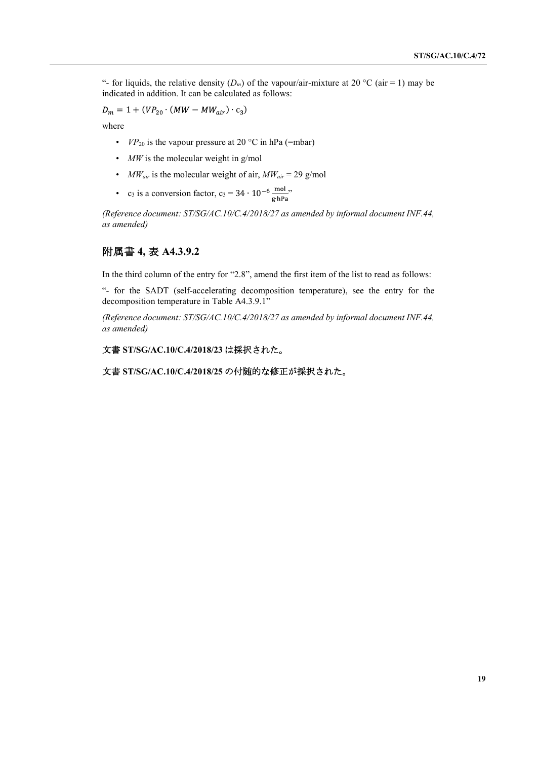"- for liquids, the relative density ($D_m$) of the vapour/air-mixture at 20 °C (air = 1) may be indicated in addition. It can be calculated as follows:

$$D_m = 1 + (VP_{20} \cdot (MW - MW_{air}) \cdot c_3)$$

where

- $VP_{20}$ is the vapour pressure at 20 °C in hPa (=mbar)
- $MW$ is the molecular weight in g/mol
- $MW_{air}$ is the molecular weight of air, $MW_{air}$ = 29 g/mol
- $c_3$ is a conversion factor, $c_3 = 34 \cdot 10^{-6} \frac{\text{mol}}{\text{g·hPa}}$"

*(Reference document: ST/SG/AC.10/C.4/2018/27 as amended by informal document INF.44, as amended)*

## 附属書 4, 表 A4.3.9.2

In the third column of the entry for "2.8", amend the first item of the list to read as follows:

"- for the SADT (self-accelerating decomposition temperature), see the entry for the decomposition temperature in Table A4.3.9.1"

*(Reference document: ST/SG/AC.10/C.4/2018/27 as amended by informal document INF.44, as amended)*

**文書 ST/SG/AC.10/C.4/2018/23 は採択された。**

**文書 ST/SG/AC.10/C.4/2018/25 の付随的な修正が採択された。**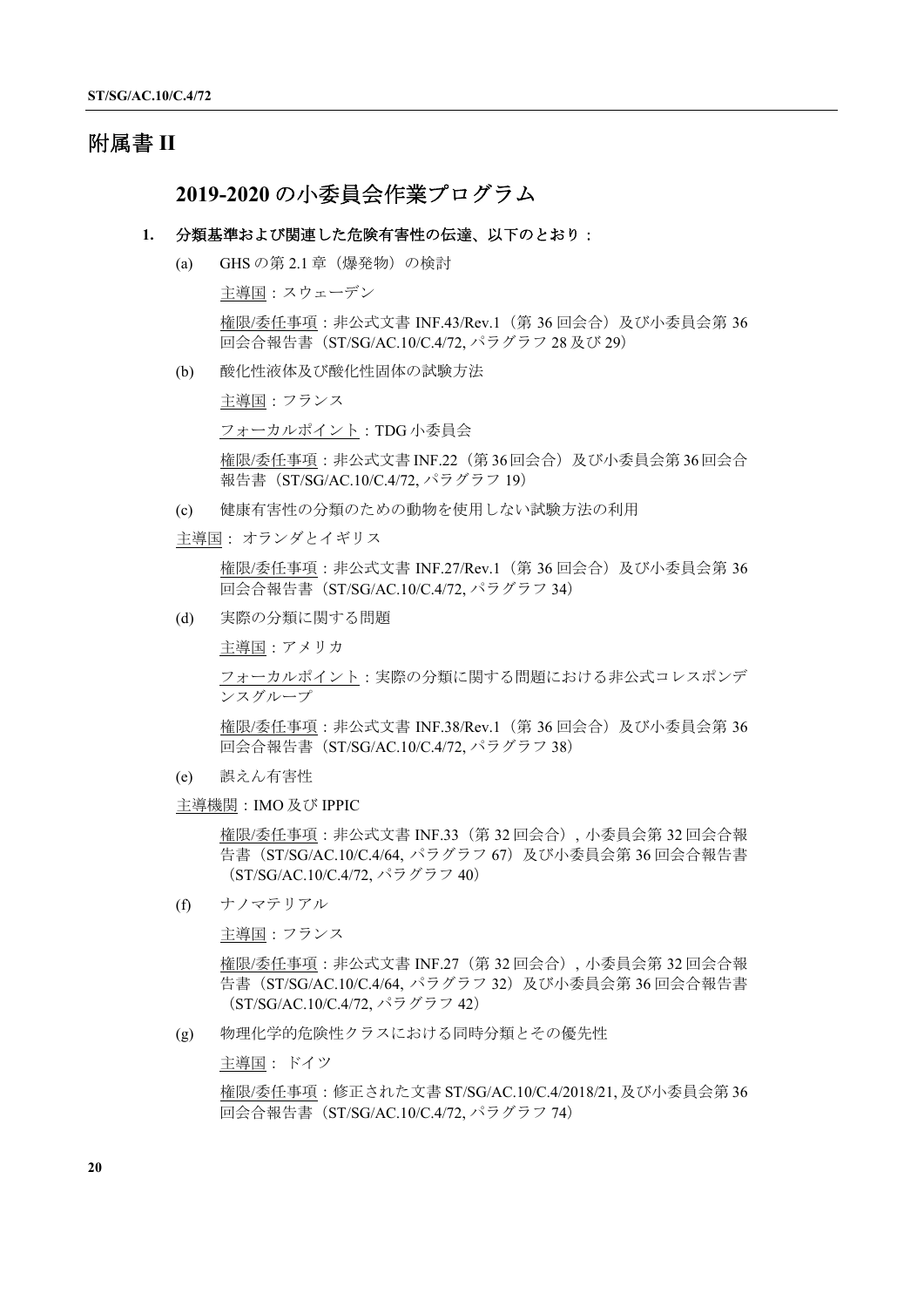# 附属書 II

## 2019-2020 の小委員会作業プログラム

**1. 分類基準および関連した危険有害性の伝達、以下のとおり：**

(a) GHS の第 2.1 章（爆発物）の検討

主導国：スウェーデン

権限/委任事項：非公式文書 INF.43/Rev.1（第 36 回会合）及び小委員会第 36 回会合報告書（ST/SG/AC.10/C.4/72, パラグラフ 28 及び 29）

(b) 酸化性液体及び酸化性固体の試験方法

主導国：フランス

フォーカルポイント：TDG 小委員会

権限/委任事項：非公式文書 INF.22（第 36 回会合）及び小委員会第 36 回会合報告書（ST/SG/AC.10/C.4/72, パラグラフ 19）

(c) 健康有害性の分類のための動物を使用しない試験方法の利用

主導国： オランダとイギリス

権限/委任事項：非公式文書 INF.27/Rev.1（第 36 回会合）及び小委員会第 36 回会合報告書（ST/SG/AC.10/C.4/72, パラグラフ 34）

(d) 実際の分類に関する問題

主導国：アメリカ

フォーカルポイント：実際の分類に関する問題における非公式コレスポンデンスグループ

権限/委任事項：非公式文書 INF.38/Rev.1（第 36 回会合）及び小委員会第 36 回会合報告書（ST/SG/AC.10/C.4/72, パラグラフ 38）

(e) 誤えん有害性

主導機関：IMO 及び IPPIC

権限/委任事項：非公式文書 INF.33（第 32 回会合）, 小委員会第 32 回会合報告書（ST/SG/AC.10/C.4/64, パラグラフ 67）及び小委員会第 36 回会合報告書（ST/SG/AC.10/C.4/72, パラグラフ 40）

(f) ナノマテリアル

主導国：フランス

権限/委任事項：非公式文書 INF.27（第 32 回会合）, 小委員会第 32 回会合報告書（ST/SG/AC.10/C.4/64, パラグラフ 32）及び小委員会第 36 回会合報告書（ST/SG/AC.10/C.4/72, パラグラフ 42）

(g) 物理化学的危険性クラスにおける同時分類とその優先性

主導国： ドイツ

権限/委任事項：修正された文書 ST/SG/AC.10/C.4/2018/21, 及び小委員会第 36 回会合報告書（ST/SG/AC.10/C.4/72, パラグラフ 74）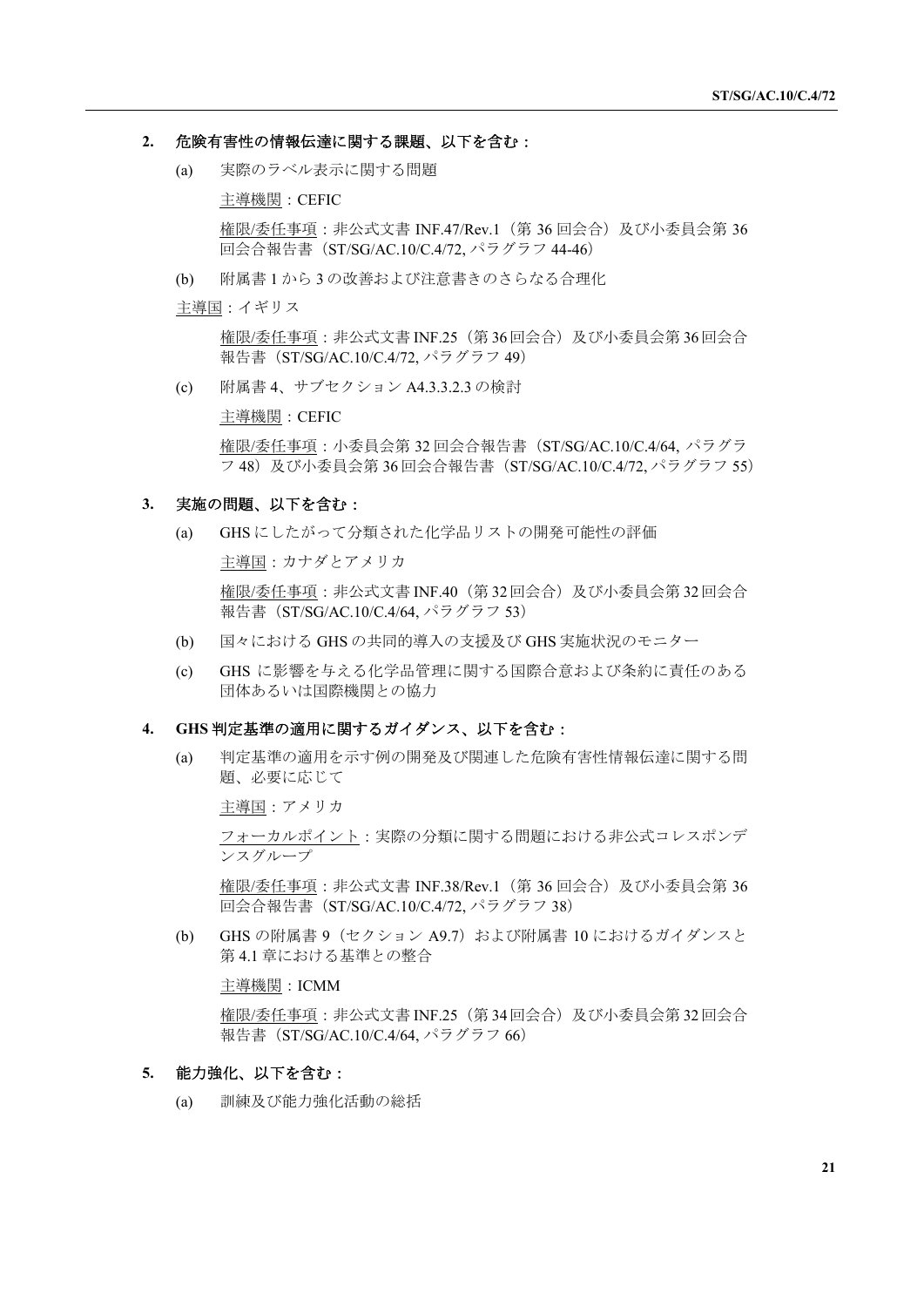**2. 危険有害性の情報伝達に関する課題、以下を含む：**

(a) 実際のラベル表示に関する問題

主導機関：CEFIC

権限/委任事項：非公式文書 INF.47/Rev.1（第 36 回会合）及び小委員会第 36 回会合報告書（ST/SG/AC.10/C.4/72, パラグラフ 44-46）

(b) 附属書 1 から 3 の改善および注意書きのさらなる合理化

主導国：イギリス

権限/委任事項：非公式文書 INF.25（第 36 回会合）及び小委員会第 36 回会合報告書（ST/SG/AC.10/C.4/72, パラグラフ 49）

(c) 附属書 4、サブセクション A4.3.3.2.3 の検討

主導機関：CEFIC

権限/委任事項：小委員会第 32 回会合報告書（ST/SG/AC.10/C.4/64, パラグラフ 48）及び小委員会第 36 回会合報告書（ST/SG/AC.10/C.4/72, パラグラフ 55）

**3. 実施の問題、以下を含む：**

(a) GHS にしたがって分類された化学品リストの開発可能性の評価

主導国：カナダとアメリカ

権限/委任事項：非公式文書 INF.40（第 32 回会合）及び小委員会第 32 回会合報告書（ST/SG/AC.10/C.4/64, パラグラフ 53）

(b) 国々における GHS の共同的導入の支援及び GHS 実施状況のモニター

(c) GHS に影響を与える化学品管理に関する国際合意および条約に責任のある団体あるいは国際機関との協力

**4. GHS 判定基準の適用に関するガイダンス、以下を含む：**

(a) 判定基準の適用を示す例の開発及び関連した危険有害性情報伝達に関する問題、必要に応じて

主導国：アメリカ

フォーカルポイント：実際の分類に関する問題における非公式コレスポンデンスグループ

権限/委任事項：非公式文書 INF.38/Rev.1（第 36 回会合）及び小委員会第 36 回会合報告書（ST/SG/AC.10/C.4/72, パラグラフ 38）

(b) GHS の附属書 9（セクション A9.7）および附属書 10 におけるガイダンスと第 4.1 章における基準との整合

主導機関：ICMM

権限/委任事項：非公式文書 INF.25（第 34 回会合）及び小委員会第 32 回会合報告書（ST/SG/AC.10/C.4/64, パラグラフ 66）

**5. 能力強化、以下を含む：**

(a) 訓練及び能力強化活動の総括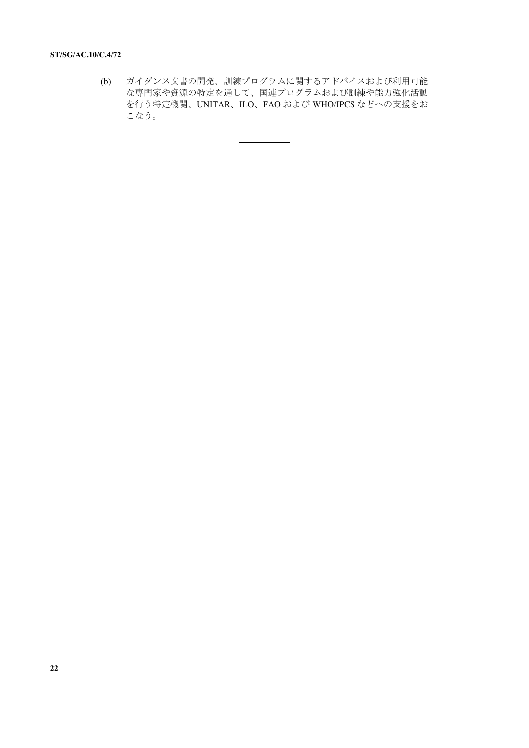(b) ガイダンス文書の開発、訓練プログラムに関するアドバイスおよび利用可能な専門家や資源の特定を通して、国連プログラムおよび訓練や能力強化活動を行う特定機関、UNITAR、ILO、FAO および WHO/IPCS などへの支援をおこなう。

---